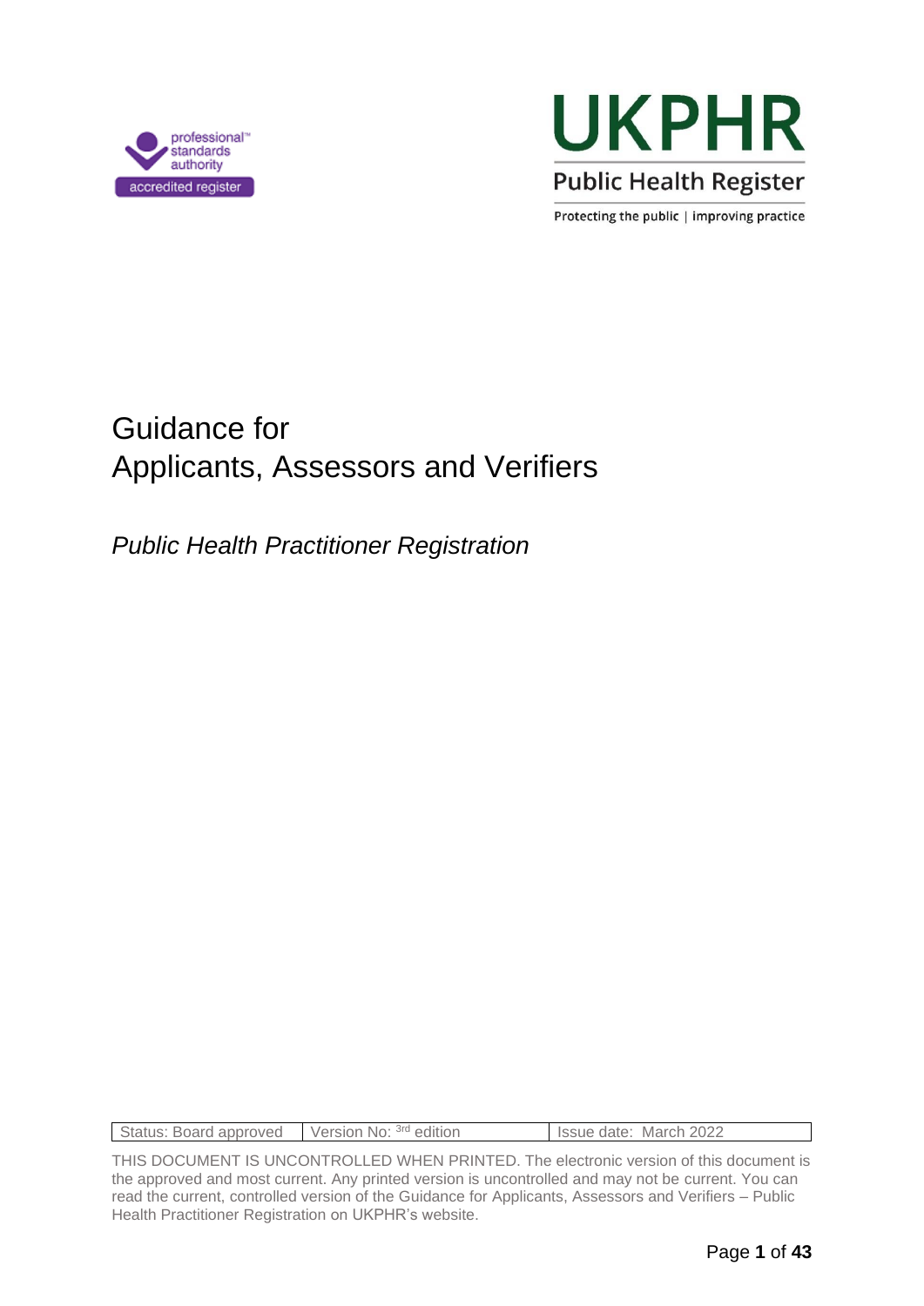professional standards authority accredited register

UKPHR

Public Health Register

Protecting the public | improving practice

# Guidance for Applicants, Assessors and Verifiers

*Public Health Practitioner Registration*

| Status: Board approved | Version No: 3rd edition | Issue date: March 2022 |
|---|---|---|

THIS DOCUMENT IS UNCONTROLLED WHEN PRINTED. The electronic version of this document is the approved and most current. Any printed version is uncontrolled and may not be current. You can read the current, controlled version of the Guidance for Applicants, Assessors and Verifiers – Public Health Practitioner Registration on UKPHR's website.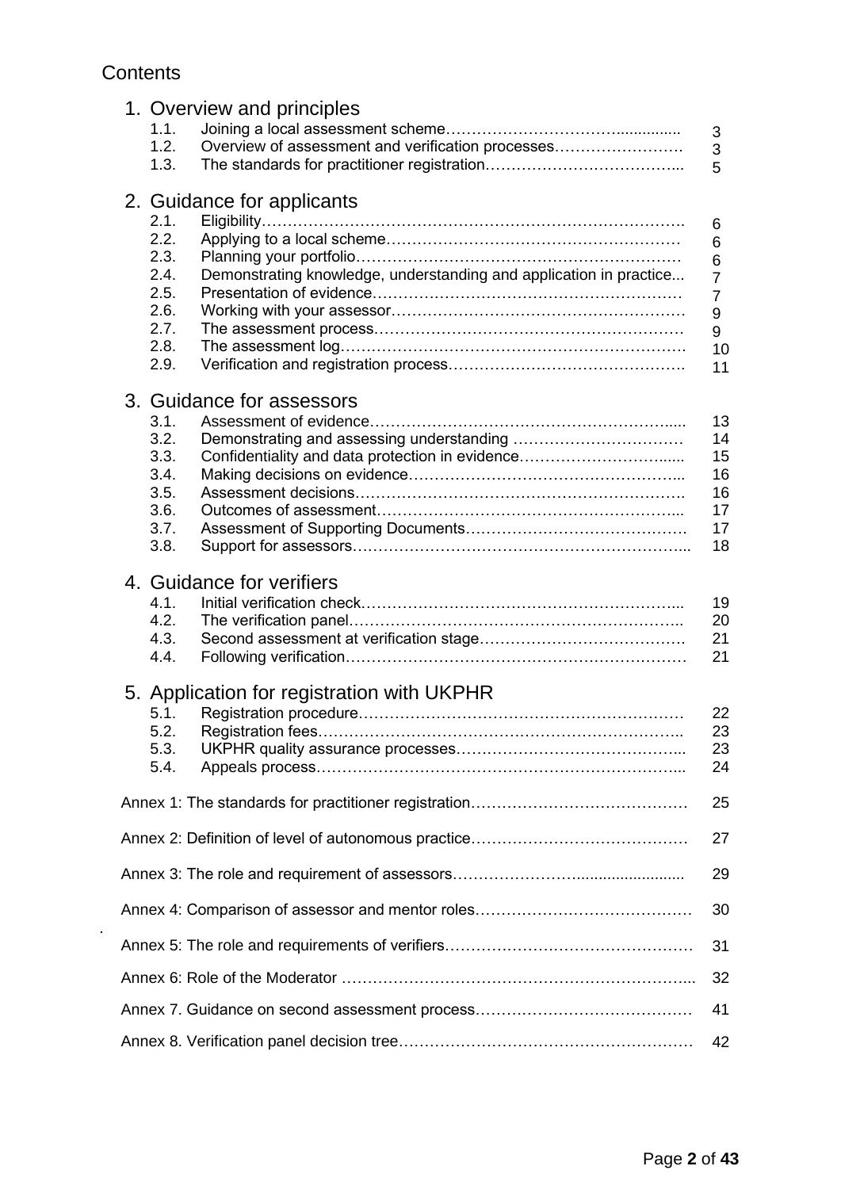# Contents

1. Overview and principles
   - 1.1. Joining a local assessment scheme ... 3
   - 1.2. Overview of assessment and verification processes ... 3
   - 1.3. The standards for practitioner registration ... 5
2. Guidance for applicants
   - 2.1. Eligibility ... 6
   - 2.2. Applying to a local scheme ... 6
   - 2.3. Planning your portfolio ... 6
   - 2.4. Demonstrating knowledge, understanding and application in practice ... 7
   - 2.5. Presentation of evidence ... 7
   - 2.6. Working with your assessor ... 9
   - 2.7. The assessment process ... 9
   - 2.8. The assessment log ... 10
   - 2.9. Verification and registration process ... 11
3. Guidance for assessors
   - 3.1. Assessment of evidence ... 13
   - 3.2. Demonstrating and assessing understanding ... 14
   - 3.3. Confidentiality and data protection in evidence ... 15
   - 3.4. Making decisions on evidence ... 16
   - 3.5. Assessment decisions ... 16
   - 3.6. Outcomes of assessment ... 17
   - 3.7. Assessment of Supporting Documents ... 17
   - 3.8. Support for assessors ... 18
4. Guidance for verifiers
   - 4.1. Initial verification check ... 19
   - 4.2. The verification panel ... 20
   - 4.3. Second assessment at verification stage ... 21
   - 4.4. Following verification ... 21
5. Application for registration with UKPHR
   - 5.1. Registration procedure ... 22
   - 5.2. Registration fees ... 23
   - 5.3. UKPHR quality assurance processes ... 23
   - 5.4. Appeals process ... 24

Annex 1: The standards for practitioner registration ... 25

Annex 2: Definition of level of autonomous practice ... 27

Annex 3: The role and requirement of assessors ... 29

Annex 4: Comparison of assessor and mentor roles ... 30

Annex 5: The role and requirements of verifiers ... 31

Annex 6: Role of the Moderator ... 32

Annex 7. Guidance on second assessment process ... 41

Annex 8. Verification panel decision tree ... 42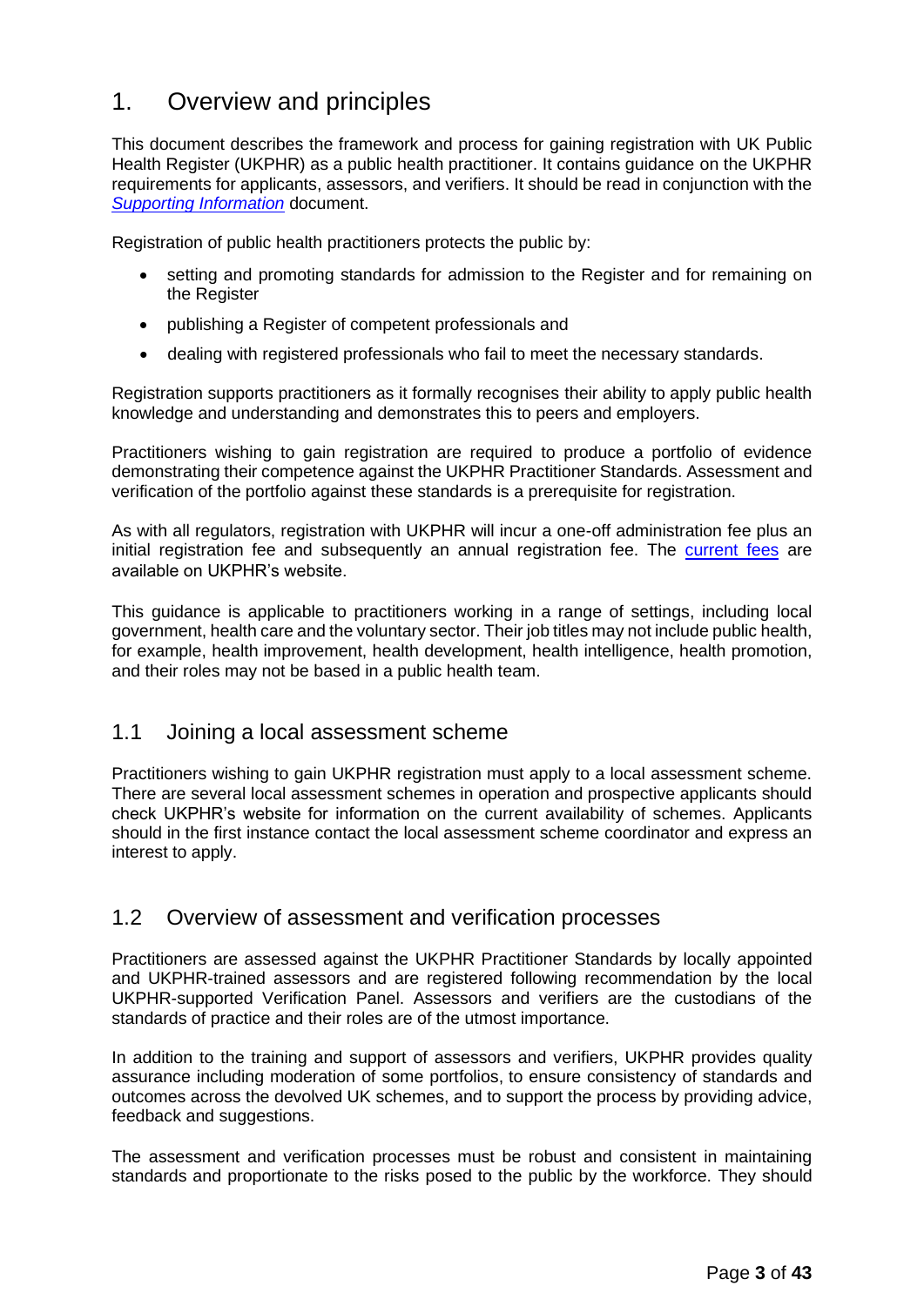# 1. Overview and principles

This document describes the framework and process for gaining registration with UK Public Health Register (UKPHR) as a public health practitioner. It contains guidance on the UKPHR requirements for applicants, assessors, and verifiers. It should be read in conjunction with the *Supporting Information* document.

Registration of public health practitioners protects the public by:

- setting and promoting standards for admission to the Register and for remaining on the Register
- publishing a Register of competent professionals and
- dealing with registered professionals who fail to meet the necessary standards.

Registration supports practitioners as it formally recognises their ability to apply public health knowledge and understanding and demonstrates this to peers and employers.

Practitioners wishing to gain registration are required to produce a portfolio of evidence demonstrating their competence against the UKPHR Practitioner Standards. Assessment and verification of the portfolio against these standards is a prerequisite for registration.

As with all regulators, registration with UKPHR will incur a one-off administration fee plus an initial registration fee and subsequently an annual registration fee. The current fees are available on UKPHR's website.

This guidance is applicable to practitioners working in a range of settings, including local government, health care and the voluntary sector. Their job titles may not include public health, for example, health improvement, health development, health intelligence, health promotion, and their roles may not be based in a public health team.

## 1.1 Joining a local assessment scheme

Practitioners wishing to gain UKPHR registration must apply to a local assessment scheme. There are several local assessment schemes in operation and prospective applicants should check UKPHR's website for information on the current availability of schemes. Applicants should in the first instance contact the local assessment scheme coordinator and express an interest to apply.

## 1.2 Overview of assessment and verification processes

Practitioners are assessed against the UKPHR Practitioner Standards by locally appointed and UKPHR-trained assessors and are registered following recommendation by the local UKPHR-supported Verification Panel. Assessors and verifiers are the custodians of the standards of practice and their roles are of the utmost importance.

In addition to the training and support of assessors and verifiers, UKPHR provides quality assurance including moderation of some portfolios, to ensure consistency of standards and outcomes across the devolved UK schemes, and to support the process by providing advice, feedback and suggestions.

The assessment and verification processes must be robust and consistent in maintaining standards and proportionate to the risks posed to the public by the workforce. They should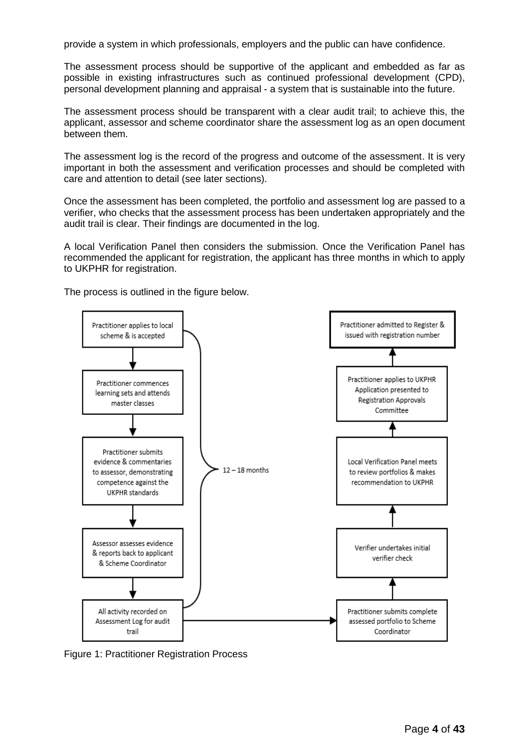provide a system in which professionals, employers and the public can have confidence.

The assessment process should be supportive of the applicant and embedded as far as possible in existing infrastructures such as continued professional development (CPD), personal development planning and appraisal - a system that is sustainable into the future.

The assessment process should be transparent with a clear audit trail; to achieve this, the applicant, assessor and scheme coordinator share the assessment log as an open document between them.

The assessment log is the record of the progress and outcome of the assessment. It is very important in both the assessment and verification processes and should be completed with care and attention to detail (see later sections).

Once the assessment has been completed, the portfolio and assessment log are passed to a verifier, who checks that the assessment process has been undertaken appropriately and the audit trail is clear. Their findings are documented in the log.

A local Verification Panel then considers the submission. Once the Verification Panel has recommended the applicant for registration, the applicant has three months in which to apply to UKPHR for registration.

The process is outlined in the figure below.

Practitioner applies to local scheme & is accepted

↓

Practitioner commences learning sets and attends master classes

↓

Practitioner submits evidence & commentaries to assessor, demonstrating competence against the UKPHR standards

↓

Assessor assesses evidence & reports back to applicant & Scheme Coordinator

↓

All activity recorded on Assessment Log for audit trail

(12 – 18 months)

→

Practitioner submits complete assessed portfolio to Scheme Coordinator

↑

Verifier undertakes initial verifier check

↑

Local Verification Panel meets to review portfolios & makes recommendation to UKPHR

↑

Practitioner applies to UKPHR Application presented to Registration Approvals Committee

↑

Practitioner admitted to Register & issued with registration number

Figure 1: Practitioner Registration Process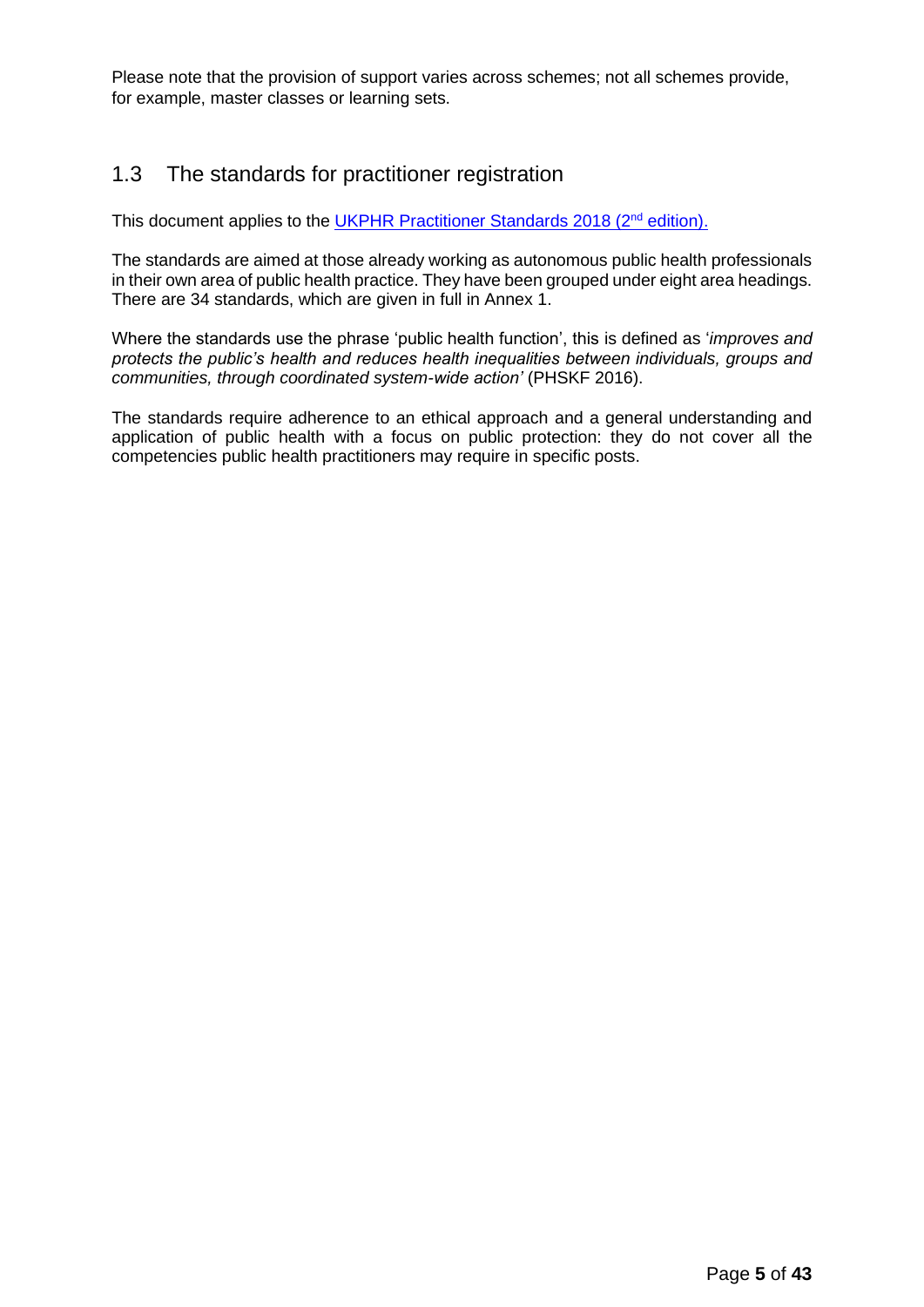Please note that the provision of support varies across schemes; not all schemes provide, for example, master classes or learning sets.

## 1.3 The standards for practitioner registration

This document applies to the UKPHR Practitioner Standards 2018 (2nd edition).

The standards are aimed at those already working as autonomous public health professionals in their own area of public health practice. They have been grouped under eight area headings. There are 34 standards, which are given in full in Annex 1.

Where the standards use the phrase 'public health function', this is defined as '*improves and protects the public's health and reduces health inequalities between individuals, groups and communities, through coordinated system-wide action'* (PHSKF 2016).

The standards require adherence to an ethical approach and a general understanding and application of public health with a focus on public protection: they do not cover all the competencies public health practitioners may require in specific posts.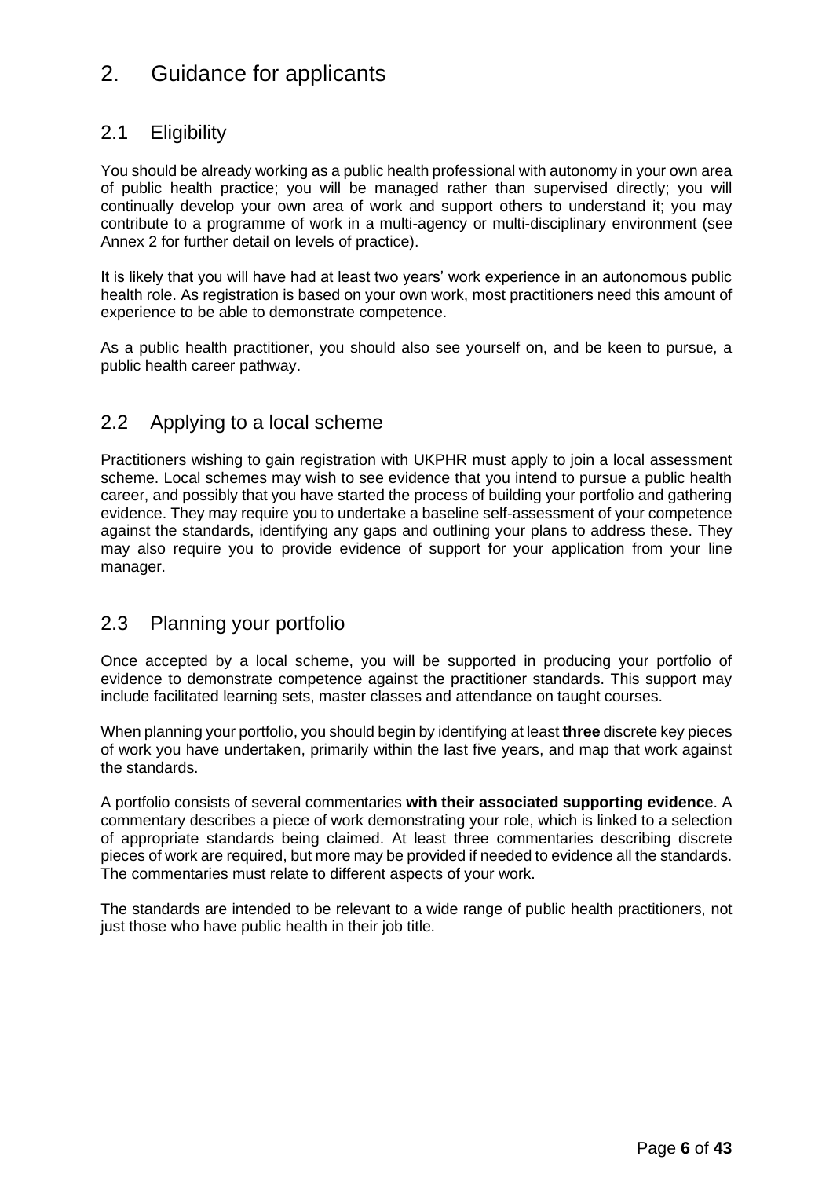# 2. Guidance for applicants

## 2.1 Eligibility

You should be already working as a public health professional with autonomy in your own area of public health practice; you will be managed rather than supervised directly; you will continually develop your own area of work and support others to understand it; you may contribute to a programme of work in a multi-agency or multi-disciplinary environment (see Annex 2 for further detail on levels of practice).

It is likely that you will have had at least two years' work experience in an autonomous public health role. As registration is based on your own work, most practitioners need this amount of experience to be able to demonstrate competence.

As a public health practitioner, you should also see yourself on, and be keen to pursue, a public health career pathway.

## 2.2 Applying to a local scheme

Practitioners wishing to gain registration with UKPHR must apply to join a local assessment scheme. Local schemes may wish to see evidence that you intend to pursue a public health career, and possibly that you have started the process of building your portfolio and gathering evidence. They may require you to undertake a baseline self-assessment of your competence against the standards, identifying any gaps and outlining your plans to address these. They may also require you to provide evidence of support for your application from your line manager.

## 2.3 Planning your portfolio

Once accepted by a local scheme, you will be supported in producing your portfolio of evidence to demonstrate competence against the practitioner standards. This support may include facilitated learning sets, master classes and attendance on taught courses.

When planning your portfolio, you should begin by identifying at least **three** discrete key pieces of work you have undertaken, primarily within the last five years, and map that work against the standards.

A portfolio consists of several commentaries **with their associated supporting evidence**. A commentary describes a piece of work demonstrating your role, which is linked to a selection of appropriate standards being claimed. At least three commentaries describing discrete pieces of work are required, but more may be provided if needed to evidence all the standards. The commentaries must relate to different aspects of your work.

The standards are intended to be relevant to a wide range of public health practitioners, not just those who have public health in their job title.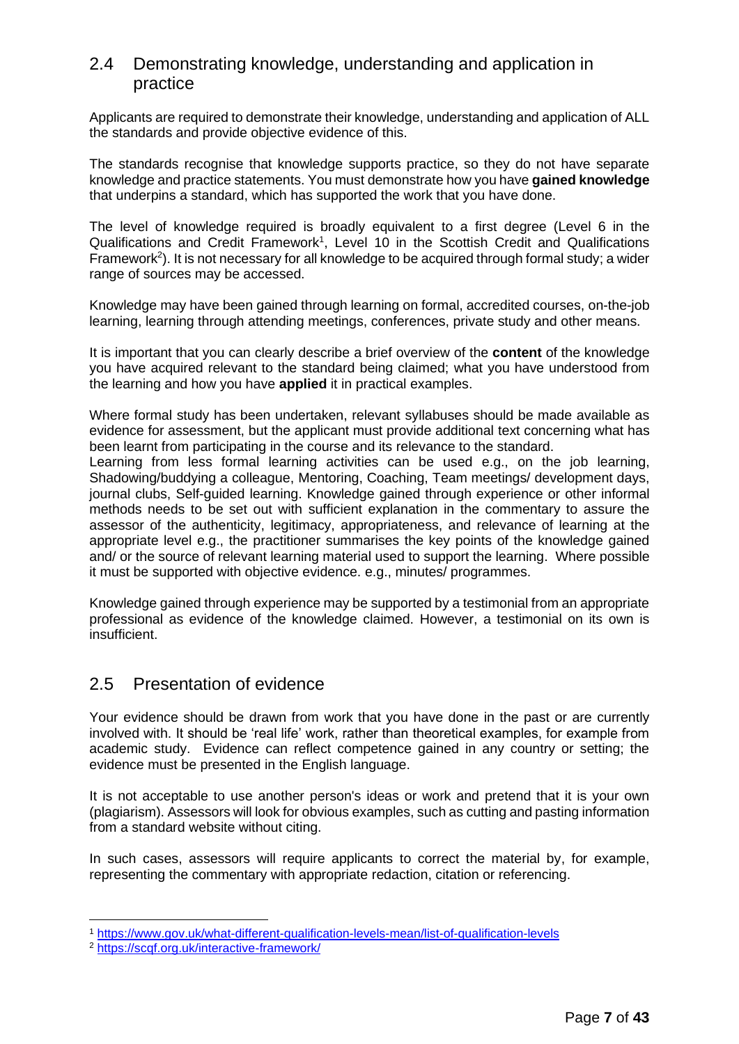## 2.4 Demonstrating knowledge, understanding and application in practice

Applicants are required to demonstrate their knowledge, understanding and application of ALL the standards and provide objective evidence of this.

The standards recognise that knowledge supports practice, so they do not have separate knowledge and practice statements. You must demonstrate how you have **gained knowledge** that underpins a standard, which has supported the work that you have done.

The level of knowledge required is broadly equivalent to a first degree (Level 6 in the Qualifications and Credit Framework[1], Level 10 in the Scottish Credit and Qualifications Framework[2]). It is not necessary for all knowledge to be acquired through formal study; a wider range of sources may be accessed.

Knowledge may have been gained through learning on formal, accredited courses, on-the-job learning, learning through attending meetings, conferences, private study and other means.

It is important that you can clearly describe a brief overview of the **content** of the knowledge you have acquired relevant to the standard being claimed; what you have understood from the learning and how you have **applied** it in practical examples.

Where formal study has been undertaken, relevant syllabuses should be made available as evidence for assessment, but the applicant must provide additional text concerning what has been learnt from participating in the course and its relevance to the standard.

Learning from less formal learning activities can be used e.g., on the job learning, Shadowing/buddying a colleague, Mentoring, Coaching, Team meetings/ development days, journal clubs, Self-guided learning. Knowledge gained through experience or other informal methods needs to be set out with sufficient explanation in the commentary to assure the assessor of the authenticity, legitimacy, appropriateness, and relevance of learning at the appropriate level e.g., the practitioner summarises the key points of the knowledge gained and/ or the source of relevant learning material used to support the learning. Where possible it must be supported with objective evidence. e.g., minutes/ programmes.

Knowledge gained through experience may be supported by a testimonial from an appropriate professional as evidence of the knowledge claimed. However, a testimonial on its own is insufficient.

## 2.5 Presentation of evidence

Your evidence should be drawn from work that you have done in the past or are currently involved with. It should be 'real life' work, rather than theoretical examples, for example from academic study. Evidence can reflect competence gained in any country or setting; the evidence must be presented in the English language.

It is not acceptable to use another person's ideas or work and pretend that it is your own (plagiarism). Assessors will look for obvious examples, such as cutting and pasting information from a standard website without citing.

In such cases, assessors will require applicants to correct the material by, for example, representing the commentary with appropriate redaction, citation or referencing.

---

[1] https://www.gov.uk/what-different-qualification-levels-mean/list-of-qualification-levels

[2] https://scqf.org.uk/interactive-framework/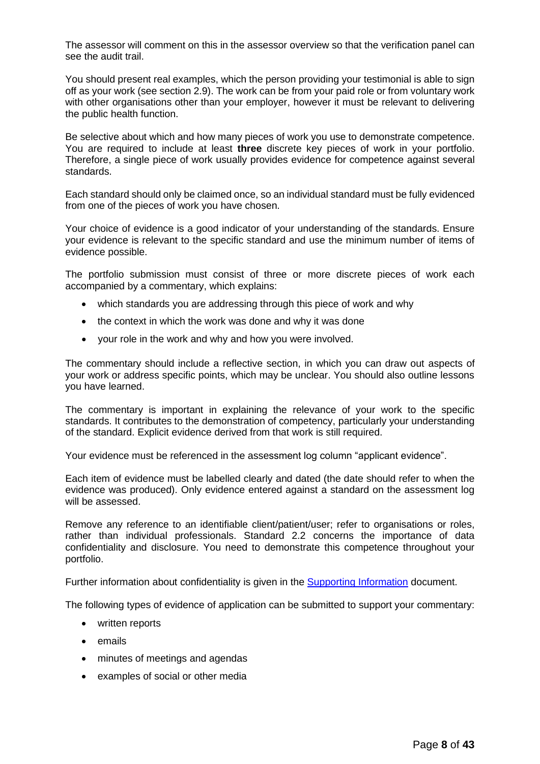The assessor will comment on this in the assessor overview so that the verification panel can see the audit trail.

You should present real examples, which the person providing your testimonial is able to sign off as your work (see section 2.9). The work can be from your paid role or from voluntary work with other organisations other than your employer, however it must be relevant to delivering the public health function.

Be selective about which and how many pieces of work you use to demonstrate competence. You are required to include at least **three** discrete key pieces of work in your portfolio. Therefore, a single piece of work usually provides evidence for competence against several standards.

Each standard should only be claimed once, so an individual standard must be fully evidenced from one of the pieces of work you have chosen.

Your choice of evidence is a good indicator of your understanding of the standards. Ensure your evidence is relevant to the specific standard and use the minimum number of items of evidence possible.

The portfolio submission must consist of three or more discrete pieces of work each accompanied by a commentary, which explains:

- which standards you are addressing through this piece of work and why
- the context in which the work was done and why it was done
- your role in the work and why and how you were involved.

The commentary should include a reflective section, in which you can draw out aspects of your work or address specific points, which may be unclear. You should also outline lessons you have learned.

The commentary is important in explaining the relevance of your work to the specific standards. It contributes to the demonstration of competency, particularly your understanding of the standard. Explicit evidence derived from that work is still required.

Your evidence must be referenced in the assessment log column "applicant evidence".

Each item of evidence must be labelled clearly and dated (the date should refer to when the evidence was produced). Only evidence entered against a standard on the assessment log will be assessed.

Remove any reference to an identifiable client/patient/user; refer to organisations or roles, rather than individual professionals. Standard 2.2 concerns the importance of data confidentiality and disclosure. You need to demonstrate this competence throughout your portfolio.

Further information about confidentiality is given in the Supporting Information document.

The following types of evidence of application can be submitted to support your commentary:

- written reports
- emails
- minutes of meetings and agendas
- examples of social or other media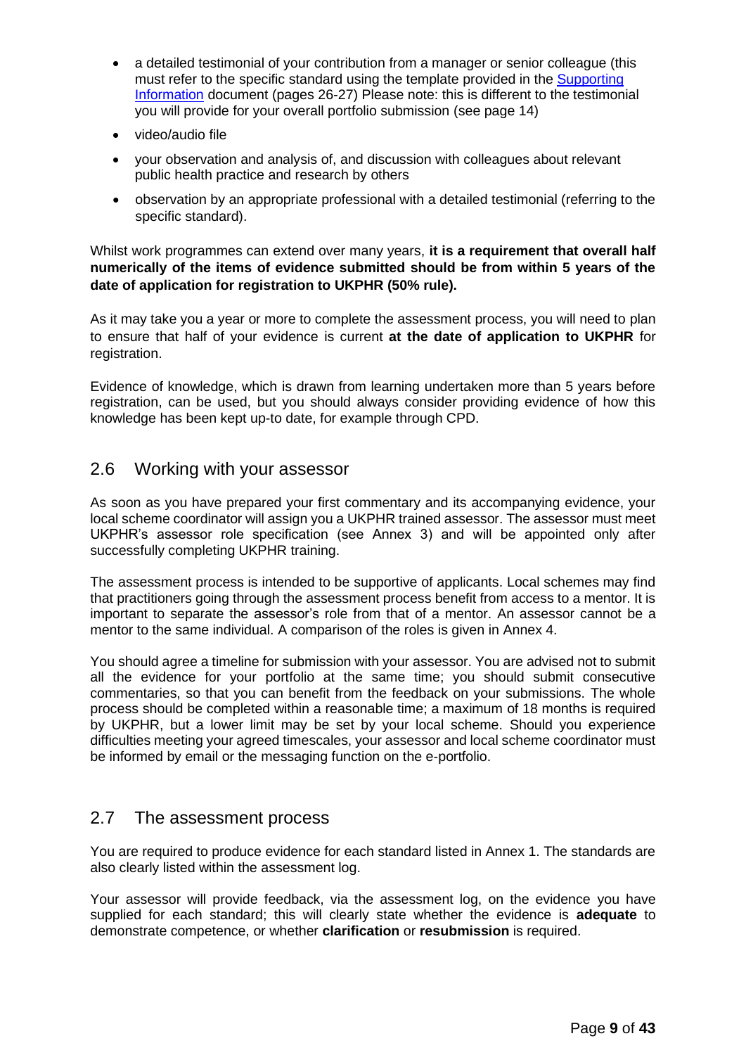- a detailed testimonial of your contribution from a manager or senior colleague (this must refer to the specific standard using the template provided in the [Supporting Information](#) document (pages 26-27) Please note: this is different to the testimonial you will provide for your overall portfolio submission (see page 14)
- video/audio file
- your observation and analysis of, and discussion with colleagues about relevant public health practice and research by others
- observation by an appropriate professional with a detailed testimonial (referring to the specific standard).

Whilst work programmes can extend over many years, **it is a requirement that overall half numerically of the items of evidence submitted should be from within 5 years of the date of application for registration to UKPHR (50% rule).**

As it may take you a year or more to complete the assessment process, you will need to plan to ensure that half of your evidence is current **at the date of application to UKPHR** for registration.

Evidence of knowledge, which is drawn from learning undertaken more than 5 years before registration, can be used, but you should always consider providing evidence of how this knowledge has been kept up-to date, for example through CPD.

## 2.6 Working with your assessor

As soon as you have prepared your first commentary and its accompanying evidence, your local scheme coordinator will assign you a UKPHR trained assessor. The assessor must meet UKPHR's assessor role specification (see Annex 3) and will be appointed only after successfully completing UKPHR training.

The assessment process is intended to be supportive of applicants. Local schemes may find that practitioners going through the assessment process benefit from access to a mentor. It is important to separate the assessor's role from that of a mentor. An assessor cannot be a mentor to the same individual. A comparison of the roles is given in Annex 4.

You should agree a timeline for submission with your assessor. You are advised not to submit all the evidence for your portfolio at the same time; you should submit consecutive commentaries, so that you can benefit from the feedback on your submissions. The whole process should be completed within a reasonable time; a maximum of 18 months is required by UKPHR, but a lower limit may be set by your local scheme. Should you experience difficulties meeting your agreed timescales, your assessor and local scheme coordinator must be informed by email or the messaging function on the e-portfolio.

## 2.7 The assessment process

You are required to produce evidence for each standard listed in Annex 1. The standards are also clearly listed within the assessment log.

Your assessor will provide feedback, via the assessment log, on the evidence you have supplied for each standard; this will clearly state whether the evidence is **adequate** to demonstrate competence, or whether **clarification** or **resubmission** is required.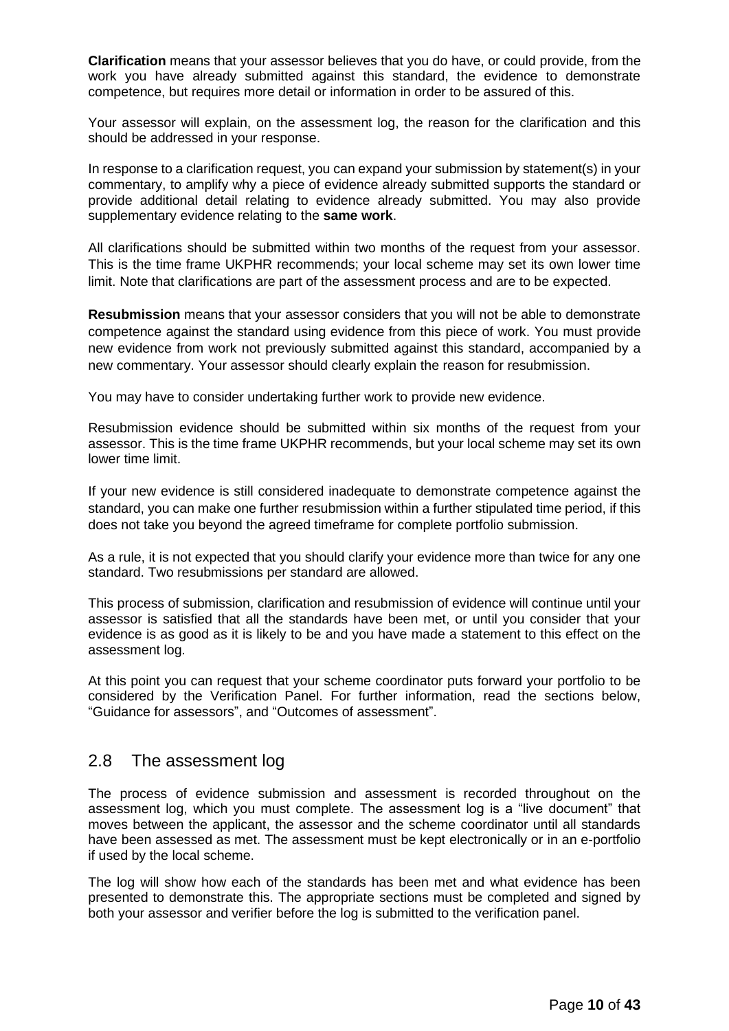**Clarification** means that your assessor believes that you do have, or could provide, from the work you have already submitted against this standard, the evidence to demonstrate competence, but requires more detail or information in order to be assured of this.

Your assessor will explain, on the assessment log, the reason for the clarification and this should be addressed in your response.

In response to a clarification request, you can expand your submission by statement(s) in your commentary, to amplify why a piece of evidence already submitted supports the standard or provide additional detail relating to evidence already submitted. You may also provide supplementary evidence relating to the **same work**.

All clarifications should be submitted within two months of the request from your assessor. This is the time frame UKPHR recommends; your local scheme may set its own lower time limit. Note that clarifications are part of the assessment process and are to be expected.

**Resubmission** means that your assessor considers that you will not be able to demonstrate competence against the standard using evidence from this piece of work. You must provide new evidence from work not previously submitted against this standard, accompanied by a new commentary. Your assessor should clearly explain the reason for resubmission.

You may have to consider undertaking further work to provide new evidence.

Resubmission evidence should be submitted within six months of the request from your assessor. This is the time frame UKPHR recommends, but your local scheme may set its own lower time limit.

If your new evidence is still considered inadequate to demonstrate competence against the standard, you can make one further resubmission within a further stipulated time period, if this does not take you beyond the agreed timeframe for complete portfolio submission.

As a rule, it is not expected that you should clarify your evidence more than twice for any one standard. Two resubmissions per standard are allowed.

This process of submission, clarification and resubmission of evidence will continue until your assessor is satisfied that all the standards have been met, or until you consider that your evidence is as good as it is likely to be and you have made a statement to this effect on the assessment log.

At this point you can request that your scheme coordinator puts forward your portfolio to be considered by the Verification Panel. For further information, read the sections below, "Guidance for assessors", and "Outcomes of assessment".

## 2.8 The assessment log

The process of evidence submission and assessment is recorded throughout on the assessment log, which you must complete. The assessment log is a "live document" that moves between the applicant, the assessor and the scheme coordinator until all standards have been assessed as met. The assessment must be kept electronically or in an e-portfolio if used by the local scheme.

The log will show how each of the standards has been met and what evidence has been presented to demonstrate this. The appropriate sections must be completed and signed by both your assessor and verifier before the log is submitted to the verification panel.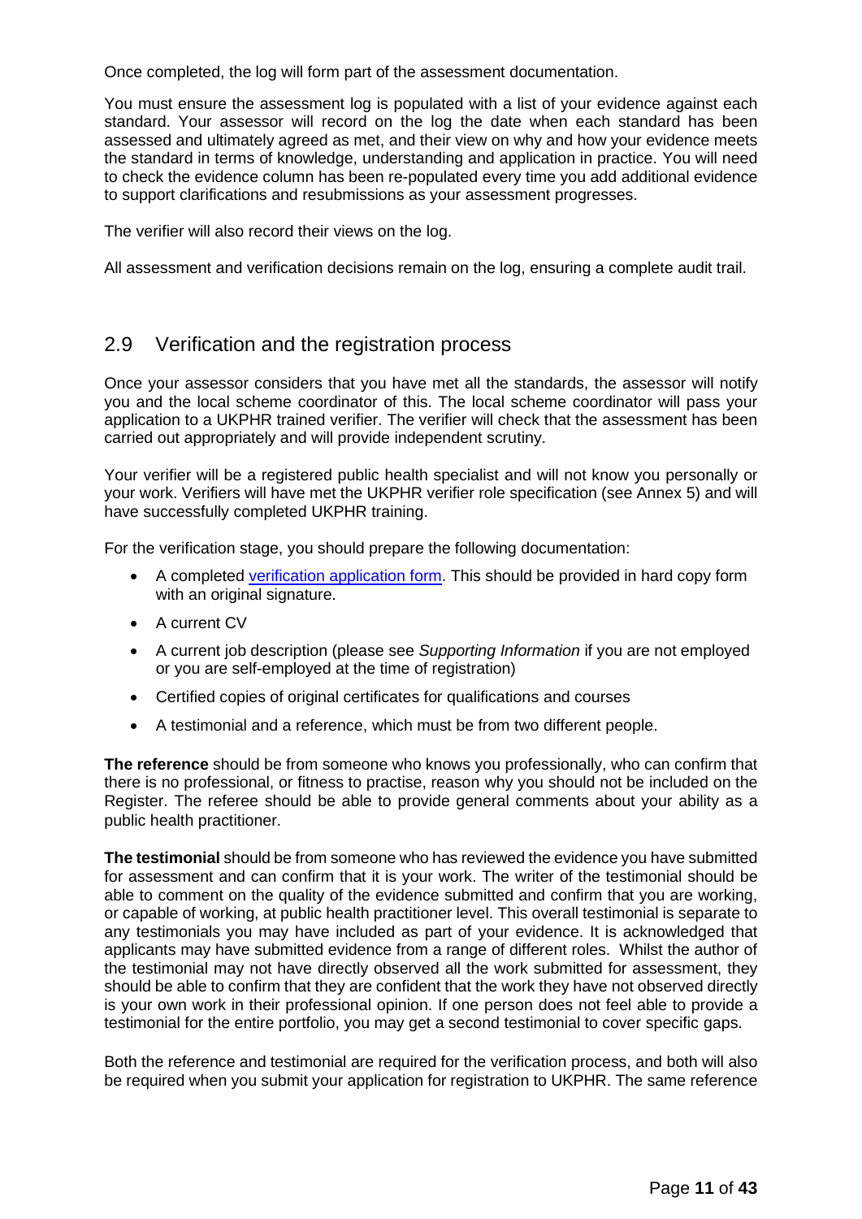Once completed, the log will form part of the assessment documentation.

You must ensure the assessment log is populated with a list of your evidence against each standard. Your assessor will record on the log the date when each standard has been assessed and ultimately agreed as met, and their view on why and how your evidence meets the standard in terms of knowledge, understanding and application in practice. You will need to check the evidence column has been re-populated every time you add additional evidence to support clarifications and resubmissions as your assessment progresses.

The verifier will also record their views on the log.

All assessment and verification decisions remain on the log, ensuring a complete audit trail.

## 2.9 Verification and the registration process

Once your assessor considers that you have met all the standards, the assessor will notify you and the local scheme coordinator of this. The local scheme coordinator will pass your application to a UKPHR trained verifier. The verifier will check that the assessment has been carried out appropriately and will provide independent scrutiny.

Your verifier will be a registered public health specialist and will not know you personally or your work. Verifiers will have met the UKPHR verifier role specification (see Annex 5) and will have successfully completed UKPHR training.

For the verification stage, you should prepare the following documentation:

- A completed verification application form. This should be provided in hard copy form with an original signature.
- A current CV
- A current job description (please see *Supporting Information* if you are not employed or you are self-employed at the time of registration)
- Certified copies of original certificates for qualifications and courses
- A testimonial and a reference, which must be from two different people.

**The reference** should be from someone who knows you professionally, who can confirm that there is no professional, or fitness to practise, reason why you should not be included on the Register. The referee should be able to provide general comments about your ability as a public health practitioner.

**The testimonial** should be from someone who has reviewed the evidence you have submitted for assessment and can confirm that it is your work. The writer of the testimonial should be able to comment on the quality of the evidence submitted and confirm that you are working, or capable of working, at public health practitioner level. This overall testimonial is separate to any testimonials you may have included as part of your evidence. It is acknowledged that applicants may have submitted evidence from a range of different roles. Whilst the author of the testimonial may not have directly observed all the work submitted for assessment, they should be able to confirm that they are confident that the work they have not observed directly is your own work in their professional opinion. If one person does not feel able to provide a testimonial for the entire portfolio, you may get a second testimonial to cover specific gaps.

Both the reference and testimonial are required for the verification process, and both will also be required when you submit your application for registration to UKPHR. The same reference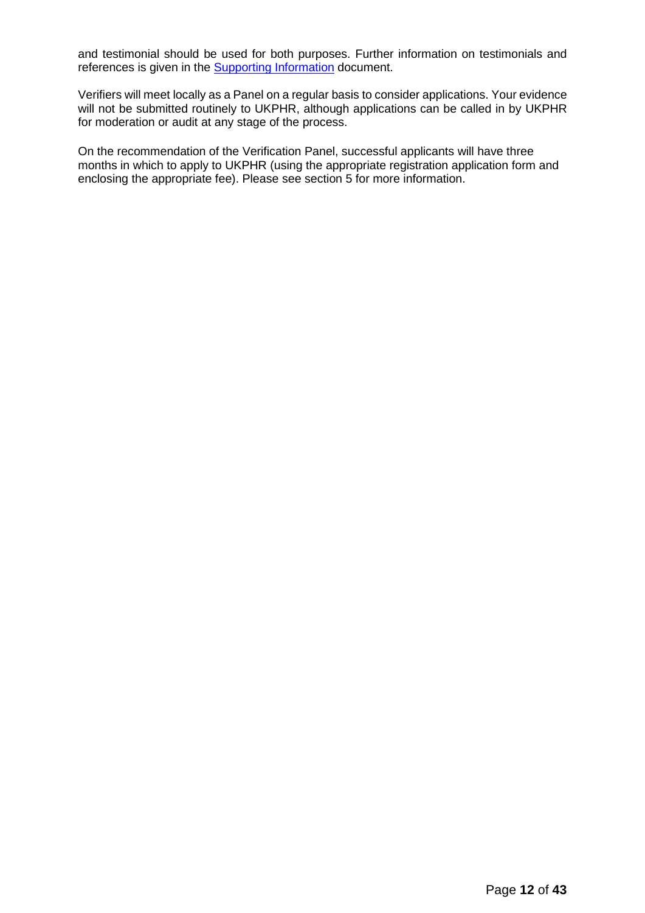and testimonial should be used for both purposes. Further information on testimonials and references is given in the Supporting Information document.

Verifiers will meet locally as a Panel on a regular basis to consider applications. Your evidence will not be submitted routinely to UKPHR, although applications can be called in by UKPHR for moderation or audit at any stage of the process.

On the recommendation of the Verification Panel, successful applicants will have three months in which to apply to UKPHR (using the appropriate registration application form and enclosing the appropriate fee). Please see section 5 for more information.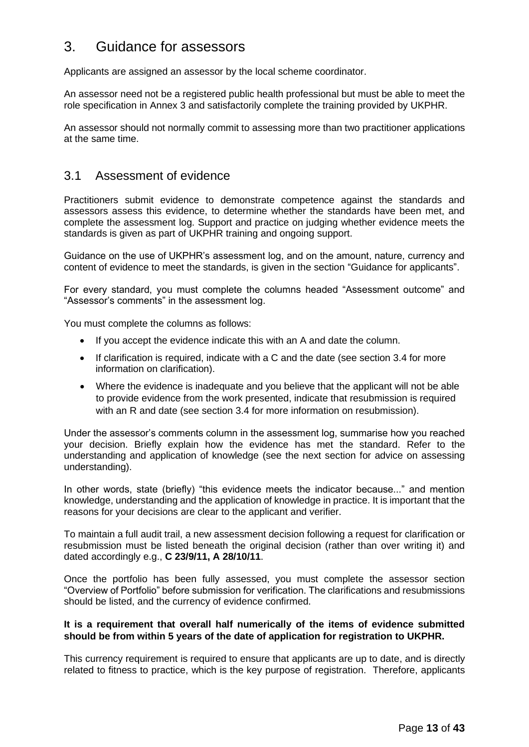## 3. Guidance for assessors

Applicants are assigned an assessor by the local scheme coordinator.

An assessor need not be a registered public health professional but must be able to meet the role specification in Annex 3 and satisfactorily complete the training provided by UKPHR.

An assessor should not normally commit to assessing more than two practitioner applications at the same time.

### 3.1 Assessment of evidence

Practitioners submit evidence to demonstrate competence against the standards and assessors assess this evidence, to determine whether the standards have been met, and complete the assessment log. Support and practice on judging whether evidence meets the standards is given as part of UKPHR training and ongoing support.

Guidance on the use of UKPHR's assessment log, and on the amount, nature, currency and content of evidence to meet the standards, is given in the section "Guidance for applicants".

For every standard, you must complete the columns headed "Assessment outcome" and "Assessor's comments" in the assessment log.

You must complete the columns as follows:

- If you accept the evidence indicate this with an A and date the column.
- If clarification is required, indicate with a C and the date (see section 3.4 for more information on clarification).
- Where the evidence is inadequate and you believe that the applicant will not be able to provide evidence from the work presented, indicate that resubmission is required with an R and date (see section 3.4 for more information on resubmission).

Under the assessor's comments column in the assessment log, summarise how you reached your decision. Briefly explain how the evidence has met the standard. Refer to the understanding and application of knowledge (see the next section for advice on assessing understanding).

In other words, state (briefly) "this evidence meets the indicator because..." and mention knowledge, understanding and the application of knowledge in practice. It is important that the reasons for your decisions are clear to the applicant and verifier.

To maintain a full audit trail, a new assessment decision following a request for clarification or resubmission must be listed beneath the original decision (rather than over writing it) and dated accordingly e.g., **C 23/9/11, A 28/10/11**.

Once the portfolio has been fully assessed, you must complete the assessor section "Overview of Portfolio" before submission for verification. The clarifications and resubmissions should be listed, and the currency of evidence confirmed.

**It is a requirement that overall half numerically of the items of evidence submitted should be from within 5 years of the date of application for registration to UKPHR.**

This currency requirement is required to ensure that applicants are up to date, and is directly related to fitness to practice, which is the key purpose of registration. Therefore, applicants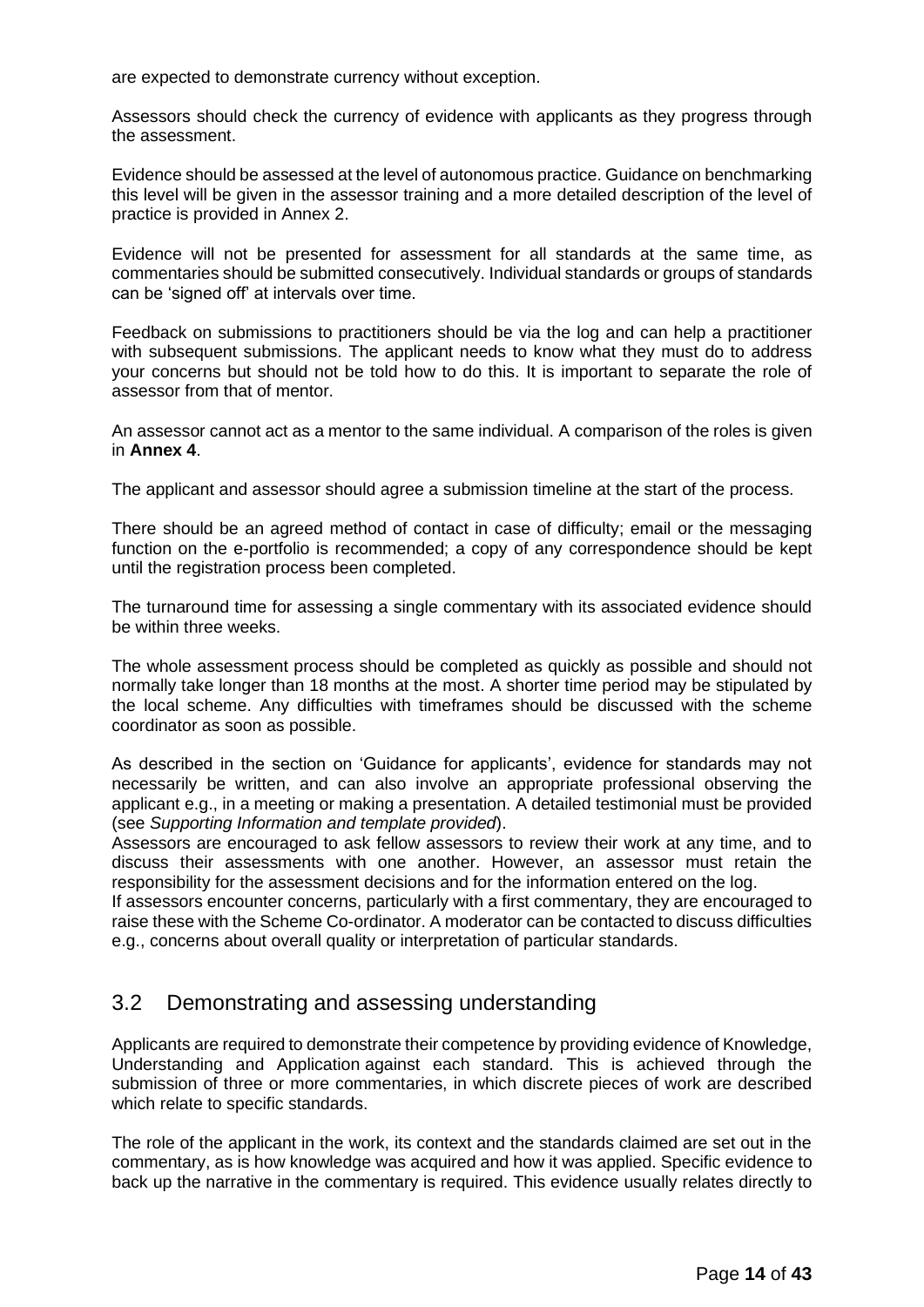are expected to demonstrate currency without exception.

Assessors should check the currency of evidence with applicants as they progress through the assessment.

Evidence should be assessed at the level of autonomous practice. Guidance on benchmarking this level will be given in the assessor training and a more detailed description of the level of practice is provided in Annex 2.

Evidence will not be presented for assessment for all standards at the same time, as commentaries should be submitted consecutively. Individual standards or groups of standards can be 'signed off' at intervals over time.

Feedback on submissions to practitioners should be via the log and can help a practitioner with subsequent submissions. The applicant needs to know what they must do to address your concerns but should not be told how to do this. It is important to separate the role of assessor from that of mentor.

An assessor cannot act as a mentor to the same individual. A comparison of the roles is given in **Annex 4**.

The applicant and assessor should agree a submission timeline at the start of the process.

There should be an agreed method of contact in case of difficulty; email or the messaging function on the e-portfolio is recommended; a copy of any correspondence should be kept until the registration process been completed.

The turnaround time for assessing a single commentary with its associated evidence should be within three weeks.

The whole assessment process should be completed as quickly as possible and should not normally take longer than 18 months at the most. A shorter time period may be stipulated by the local scheme. Any difficulties with timeframes should be discussed with the scheme coordinator as soon as possible.

As described in the section on 'Guidance for applicants', evidence for standards may not necessarily be written, and can also involve an appropriate professional observing the applicant e.g., in a meeting or making a presentation. A detailed testimonial must be provided (see *Supporting Information and template provided*).

Assessors are encouraged to ask fellow assessors to review their work at any time, and to discuss their assessments with one another. However, an assessor must retain the responsibility for the assessment decisions and for the information entered on the log.

If assessors encounter concerns, particularly with a first commentary, they are encouraged to raise these with the Scheme Co-ordinator. A moderator can be contacted to discuss difficulties e.g., concerns about overall quality or interpretation of particular standards.

## 3.2 Demonstrating and assessing understanding

Applicants are required to demonstrate their competence by providing evidence of Knowledge, Understanding and Application against each standard. This is achieved through the submission of three or more commentaries, in which discrete pieces of work are described which relate to specific standards.

The role of the applicant in the work, its context and the standards claimed are set out in the commentary, as is how knowledge was acquired and how it was applied. Specific evidence to back up the narrative in the commentary is required. This evidence usually relates directly to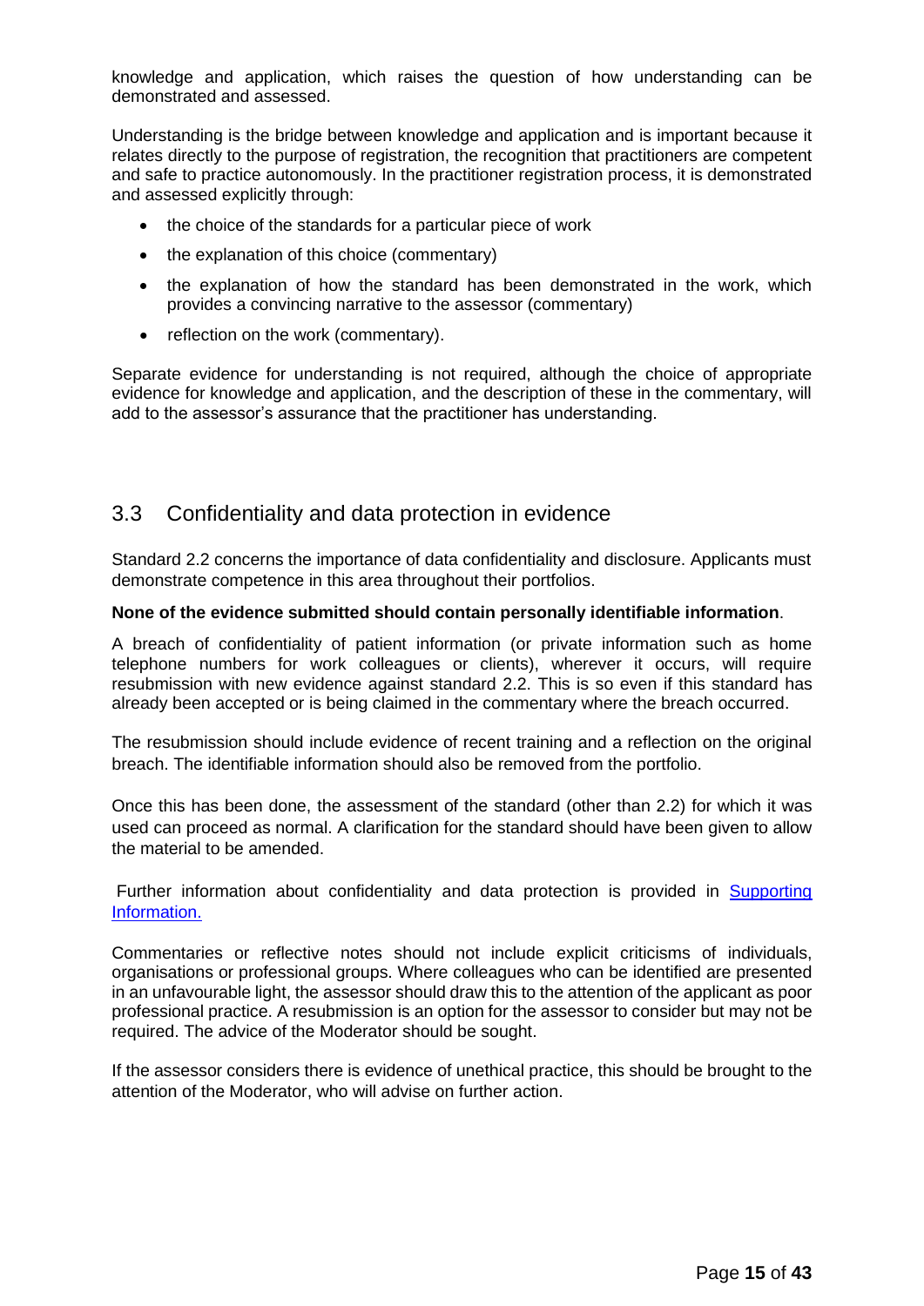knowledge and application, which raises the question of how understanding can be demonstrated and assessed.

Understanding is the bridge between knowledge and application and is important because it relates directly to the purpose of registration, the recognition that practitioners are competent and safe to practice autonomously. In the practitioner registration process, it is demonstrated and assessed explicitly through:

- the choice of the standards for a particular piece of work
- the explanation of this choice (commentary)
- the explanation of how the standard has been demonstrated in the work, which provides a convincing narrative to the assessor (commentary)
- reflection on the work (commentary).

Separate evidence for understanding is not required, although the choice of appropriate evidence for knowledge and application, and the description of these in the commentary, will add to the assessor's assurance that the practitioner has understanding.

## 3.3 Confidentiality and data protection in evidence

Standard 2.2 concerns the importance of data confidentiality and disclosure. Applicants must demonstrate competence in this area throughout their portfolios.

**None of the evidence submitted should contain personally identifiable information**.

A breach of confidentiality of patient information (or private information such as home telephone numbers for work colleagues or clients), wherever it occurs, will require resubmission with new evidence against standard 2.2. This is so even if this standard has already been accepted or is being claimed in the commentary where the breach occurred.

The resubmission should include evidence of recent training and a reflection on the original breach. The identifiable information should also be removed from the portfolio.

Once this has been done, the assessment of the standard (other than 2.2) for which it was used can proceed as normal. A clarification for the standard should have been given to allow the material to be amended.

Further information about confidentiality and data protection is provided in [Supporting Information.]

Commentaries or reflective notes should not include explicit criticisms of individuals, organisations or professional groups. Where colleagues who can be identified are presented in an unfavourable light, the assessor should draw this to the attention of the applicant as poor professional practice. A resubmission is an option for the assessor to consider but may not be required. The advice of the Moderator should be sought.

If the assessor considers there is evidence of unethical practice, this should be brought to the attention of the Moderator, who will advise on further action.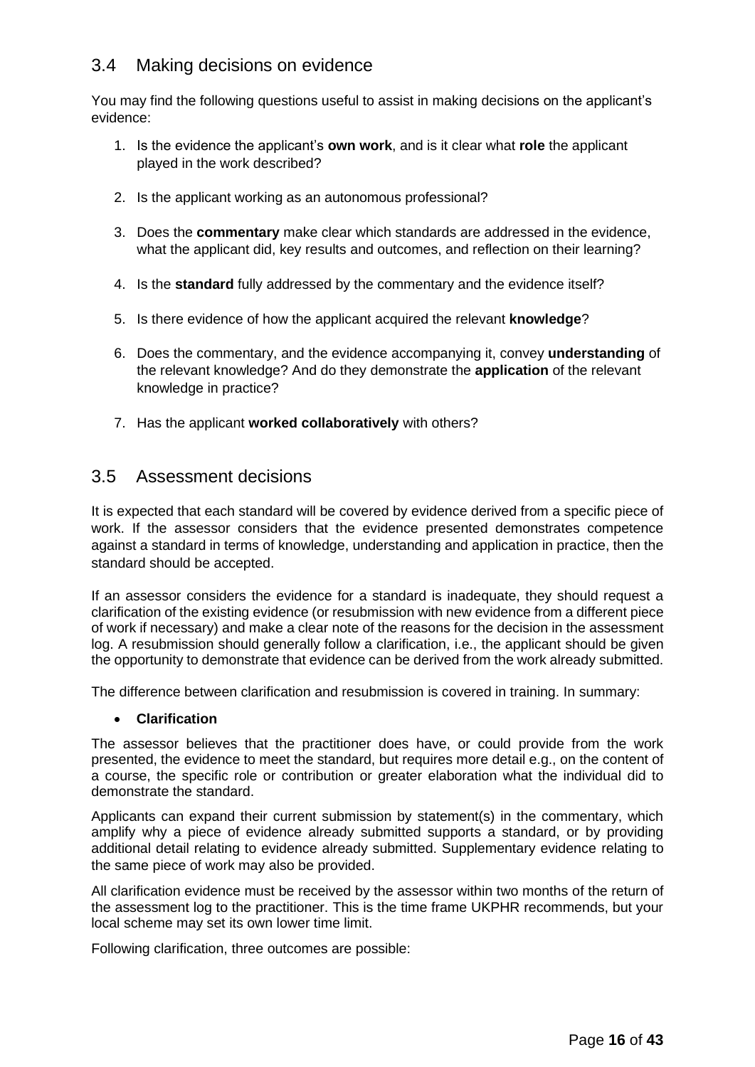## 3.4 Making decisions on evidence

You may find the following questions useful to assist in making decisions on the applicant's evidence:

1. Is the evidence the applicant's **own work**, and is it clear what **role** the applicant played in the work described?

2. Is the applicant working as an autonomous professional?

3. Does the **commentary** make clear which standards are addressed in the evidence, what the applicant did, key results and outcomes, and reflection on their learning?

4. Is the **standard** fully addressed by the commentary and the evidence itself?

5. Is there evidence of how the applicant acquired the relevant **knowledge**?

6. Does the commentary, and the evidence accompanying it, convey **understanding** of the relevant knowledge? And do they demonstrate the **application** of the relevant knowledge in practice?

7. Has the applicant **worked collaboratively** with others?

## 3.5 Assessment decisions

It is expected that each standard will be covered by evidence derived from a specific piece of work. If the assessor considers that the evidence presented demonstrates competence against a standard in terms of knowledge, understanding and application in practice, then the standard should be accepted.

If an assessor considers the evidence for a standard is inadequate, they should request a clarification of the existing evidence (or resubmission with new evidence from a different piece of work if necessary) and make a clear note of the reasons for the decision in the assessment log. A resubmission should generally follow a clarification, i.e., the applicant should be given the opportunity to demonstrate that evidence can be derived from the work already submitted.

The difference between clarification and resubmission is covered in training. In summary:

- **Clarification**

The assessor believes that the practitioner does have, or could provide from the work presented, the evidence to meet the standard, but requires more detail e.g., on the content of a course, the specific role or contribution or greater elaboration what the individual did to demonstrate the standard.

Applicants can expand their current submission by statement(s) in the commentary, which amplify why a piece of evidence already submitted supports a standard, or by providing additional detail relating to evidence already submitted. Supplementary evidence relating to the same piece of work may also be provided.

All clarification evidence must be received by the assessor within two months of the return of the assessment log to the practitioner. This is the time frame UKPHR recommends, but your local scheme may set its own lower time limit.

Following clarification, three outcomes are possible: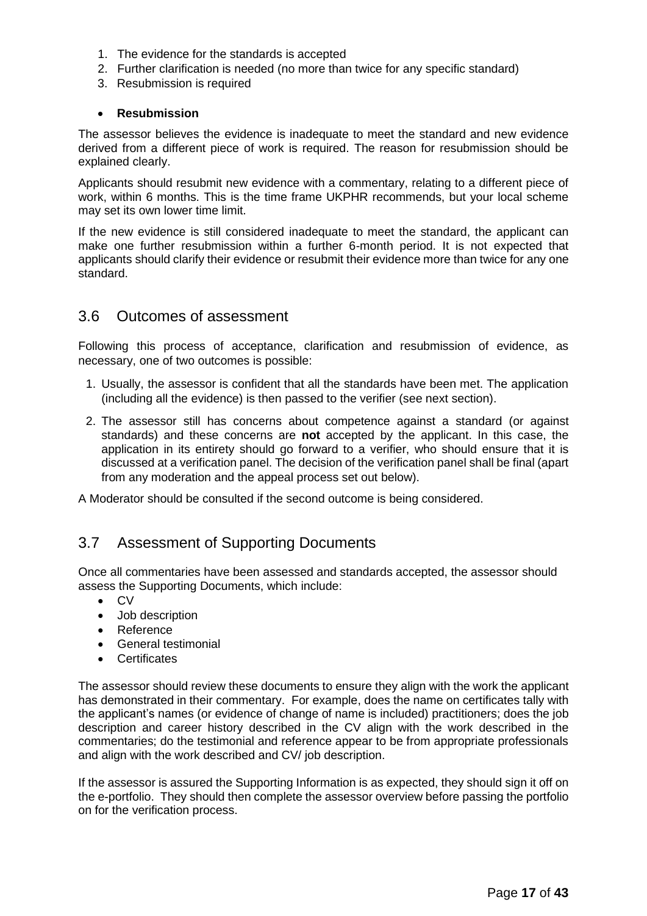1. The evidence for the standards is accepted
2. Further clarification is needed (no more than twice for any specific standard)
3. Resubmission is required

- **Resubmission**

The assessor believes the evidence is inadequate to meet the standard and new evidence derived from a different piece of work is required. The reason for resubmission should be explained clearly.

Applicants should resubmit new evidence with a commentary, relating to a different piece of work, within 6 months. This is the time frame UKPHR recommends, but your local scheme may set its own lower time limit.

If the new evidence is still considered inadequate to meet the standard, the applicant can make one further resubmission within a further 6-month period. It is not expected that applicants should clarify their evidence or resubmit their evidence more than twice for any one standard.

## 3.6 Outcomes of assessment

Following this process of acceptance, clarification and resubmission of evidence, as necessary, one of two outcomes is possible:

1. Usually, the assessor is confident that all the standards have been met. The application (including all the evidence) is then passed to the verifier (see next section).
2. The assessor still has concerns about competence against a standard (or against standards) and these concerns are **not** accepted by the applicant. In this case, the application in its entirety should go forward to a verifier, who should ensure that it is discussed at a verification panel. The decision of the verification panel shall be final (apart from any moderation and the appeal process set out below).

A Moderator should be consulted if the second outcome is being considered.

## 3.7 Assessment of Supporting Documents

Once all commentaries have been assessed and standards accepted, the assessor should assess the Supporting Documents, which include:

- CV
- Job description
- Reference
- General testimonial
- Certificates

The assessor should review these documents to ensure they align with the work the applicant has demonstrated in their commentary. For example, does the name on certificates tally with the applicant's names (or evidence of change of name is included) practitioners; does the job description and career history described in the CV align with the work described in the commentaries; do the testimonial and reference appear to be from appropriate professionals and align with the work described and CV/ job description.

If the assessor is assured the Supporting Information is as expected, they should sign it off on the e-portfolio. They should then complete the assessor overview before passing the portfolio on for the verification process.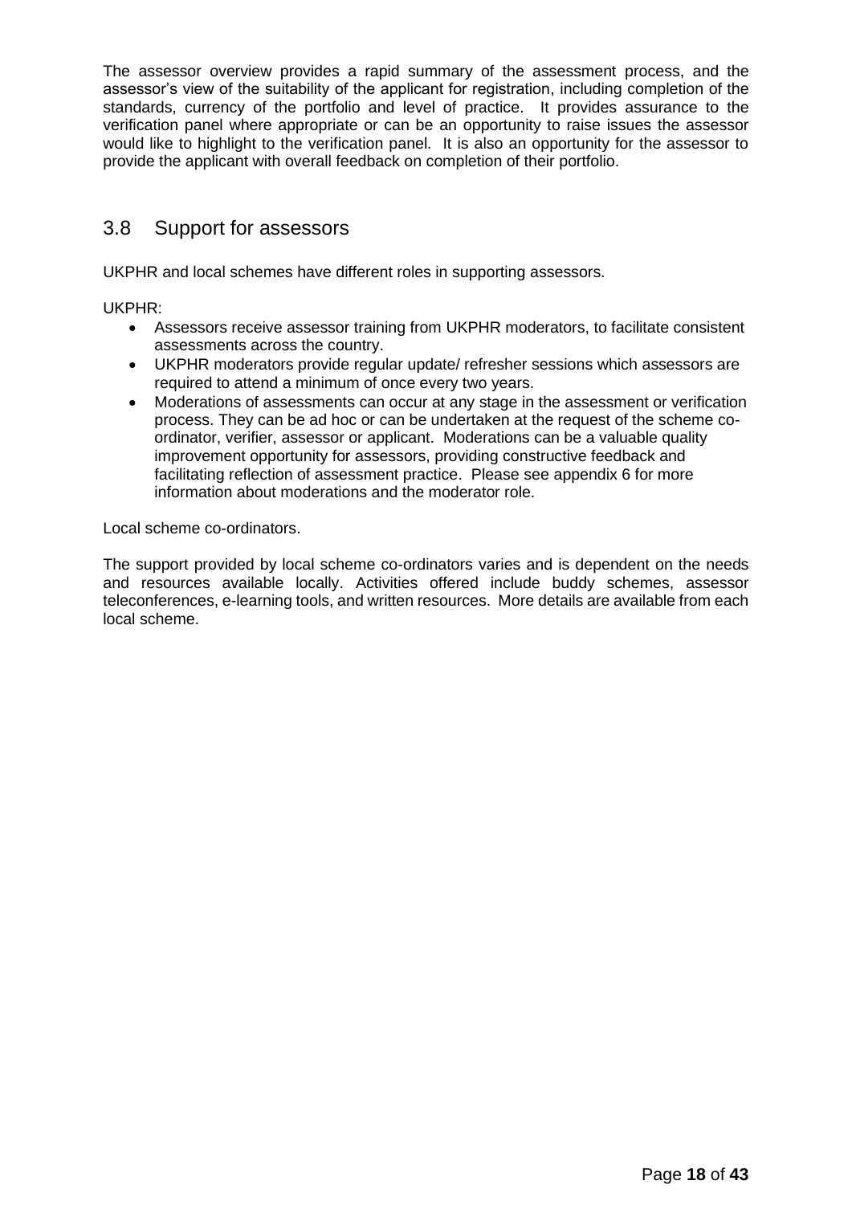The assessor overview provides a rapid summary of the assessment process, and the assessor's view of the suitability of the applicant for registration, including completion of the standards, currency of the portfolio and level of practice. It provides assurance to the verification panel where appropriate or can be an opportunity to raise issues the assessor would like to highlight to the verification panel. It is also an opportunity for the assessor to provide the applicant with overall feedback on completion of their portfolio.

## 3.8 Support for assessors

UKPHR and local schemes have different roles in supporting assessors.

UKPHR:

- Assessors receive assessor training from UKPHR moderators, to facilitate consistent assessments across the country.
- UKPHR moderators provide regular update/ refresher sessions which assessors are required to attend a minimum of once every two years.
- Moderations of assessments can occur at any stage in the assessment or verification process. They can be ad hoc or can be undertaken at the request of the scheme co-ordinator, verifier, assessor or applicant. Moderations can be a valuable quality improvement opportunity for assessors, providing constructive feedback and facilitating reflection of assessment practice. Please see appendix 6 for more information about moderations and the moderator role.

Local scheme co-ordinators.

The support provided by local scheme co-ordinators varies and is dependent on the needs and resources available locally. Activities offered include buddy schemes, assessor teleconferences, e-learning tools, and written resources. More details are available from each local scheme.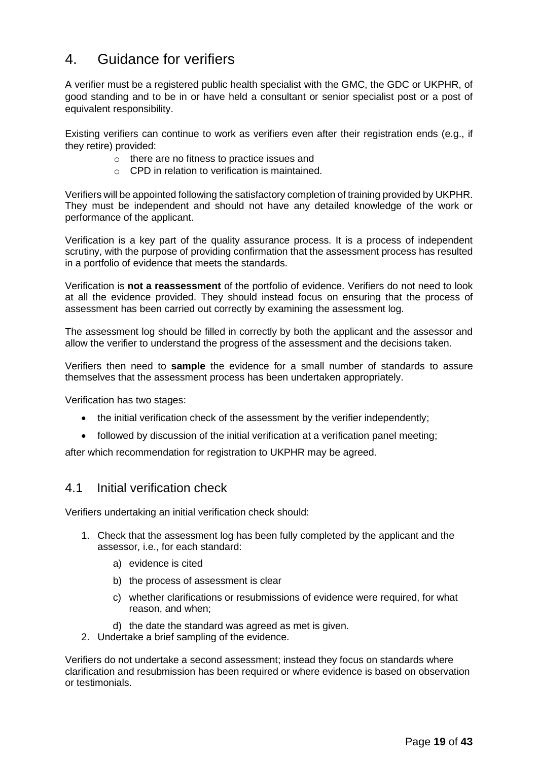## 4. Guidance for verifiers

A verifier must be a registered public health specialist with the GMC, the GDC or UKPHR, of good standing and to be in or have held a consultant or senior specialist post or a post of equivalent responsibility.

Existing verifiers can continue to work as verifiers even after their registration ends (e.g., if they retire) provided:

- there are no fitness to practice issues and
- CPD in relation to verification is maintained.

Verifiers will be appointed following the satisfactory completion of training provided by UKPHR. They must be independent and should not have any detailed knowledge of the work or performance of the applicant.

Verification is a key part of the quality assurance process. It is a process of independent scrutiny, with the purpose of providing confirmation that the assessment process has resulted in a portfolio of evidence that meets the standards.

Verification is **not a reassessment** of the portfolio of evidence. Verifiers do not need to look at all the evidence provided. They should instead focus on ensuring that the process of assessment has been carried out correctly by examining the assessment log.

The assessment log should be filled in correctly by both the applicant and the assessor and allow the verifier to understand the progress of the assessment and the decisions taken.

Verifiers then need to **sample** the evidence for a small number of standards to assure themselves that the assessment process has been undertaken appropriately.

Verification has two stages:

- the initial verification check of the assessment by the verifier independently;
- followed by discussion of the initial verification at a verification panel meeting;

after which recommendation for registration to UKPHR may be agreed.

### 4.1 Initial verification check

Verifiers undertaking an initial verification check should:

1. Check that the assessment log has been fully completed by the applicant and the assessor, i.e., for each standard:
    a) evidence is cited
    b) the process of assessment is clear
    c) whether clarifications or resubmissions of evidence were required, for what reason, and when;
    d) the date the standard was agreed as met is given.
2. Undertake a brief sampling of the evidence.

Verifiers do not undertake a second assessment; instead they focus on standards where clarification and resubmission has been required or where evidence is based on observation or testimonials.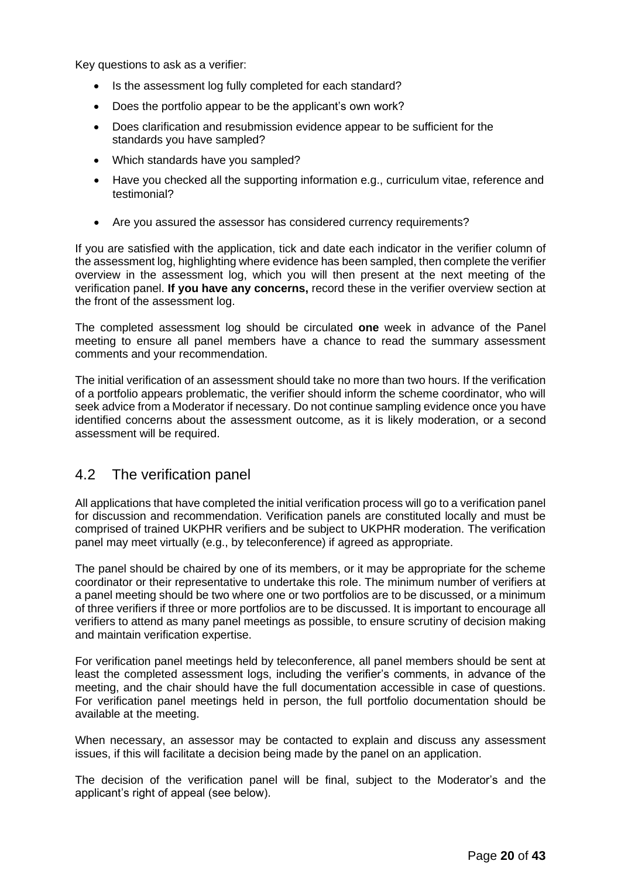Key questions to ask as a verifier:

- Is the assessment log fully completed for each standard?
- Does the portfolio appear to be the applicant's own work?
- Does clarification and resubmission evidence appear to be sufficient for the standards you have sampled?
- Which standards have you sampled?
- Have you checked all the supporting information e.g., curriculum vitae, reference and testimonial?
- Are you assured the assessor has considered currency requirements?

If you are satisfied with the application, tick and date each indicator in the verifier column of the assessment log, highlighting where evidence has been sampled, then complete the verifier overview in the assessment log, which you will then present at the next meeting of the verification panel. **If you have any concerns,** record these in the verifier overview section at the front of the assessment log.

The completed assessment log should be circulated **one** week in advance of the Panel meeting to ensure all panel members have a chance to read the summary assessment comments and your recommendation.

The initial verification of an assessment should take no more than two hours. If the verification of a portfolio appears problematic, the verifier should inform the scheme coordinator, who will seek advice from a Moderator if necessary. Do not continue sampling evidence once you have identified concerns about the assessment outcome, as it is likely moderation, or a second assessment will be required.

## 4.2 The verification panel

All applications that have completed the initial verification process will go to a verification panel for discussion and recommendation. Verification panels are constituted locally and must be comprised of trained UKPHR verifiers and be subject to UKPHR moderation. The verification panel may meet virtually (e.g., by teleconference) if agreed as appropriate.

The panel should be chaired by one of its members, or it may be appropriate for the scheme coordinator or their representative to undertake this role. The minimum number of verifiers at a panel meeting should be two where one or two portfolios are to be discussed, or a minimum of three verifiers if three or more portfolios are to be discussed. It is important to encourage all verifiers to attend as many panel meetings as possible, to ensure scrutiny of decision making and maintain verification expertise.

For verification panel meetings held by teleconference, all panel members should be sent at least the completed assessment logs, including the verifier's comments, in advance of the meeting, and the chair should have the full documentation accessible in case of questions. For verification panel meetings held in person, the full portfolio documentation should be available at the meeting.

When necessary, an assessor may be contacted to explain and discuss any assessment issues, if this will facilitate a decision being made by the panel on an application.

The decision of the verification panel will be final, subject to the Moderator's and the applicant's right of appeal (see below).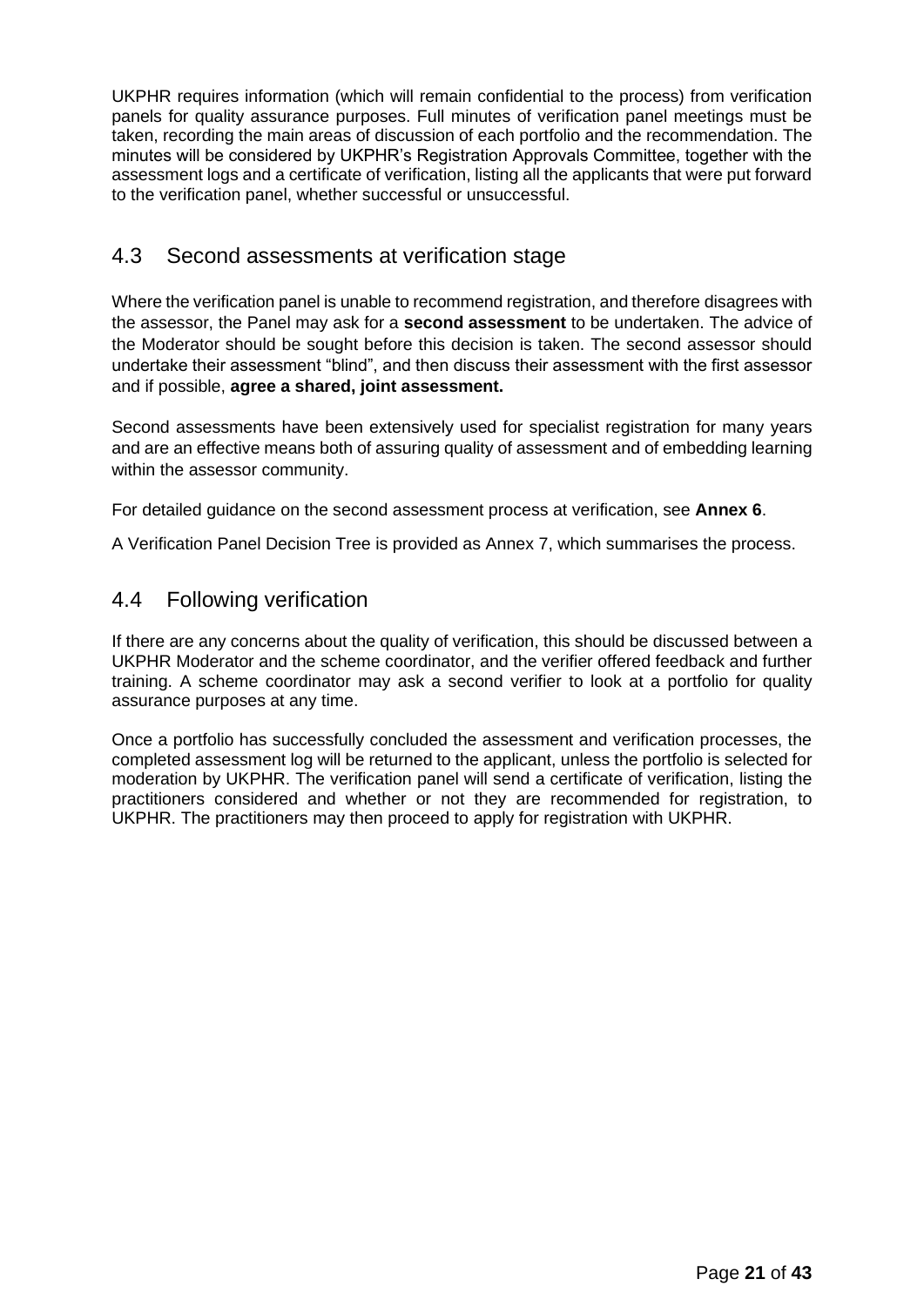UKPHR requires information (which will remain confidential to the process) from verification panels for quality assurance purposes. Full minutes of verification panel meetings must be taken, recording the main areas of discussion of each portfolio and the recommendation. The minutes will be considered by UKPHR's Registration Approvals Committee, together with the assessment logs and a certificate of verification, listing all the applicants that were put forward to the verification panel, whether successful or unsuccessful.

## 4.3 Second assessments at verification stage

Where the verification panel is unable to recommend registration, and therefore disagrees with the assessor, the Panel may ask for a **second assessment** to be undertaken. The advice of the Moderator should be sought before this decision is taken. The second assessor should undertake their assessment "blind", and then discuss their assessment with the first assessor and if possible, **agree a shared, joint assessment.**

Second assessments have been extensively used for specialist registration for many years and are an effective means both of assuring quality of assessment and of embedding learning within the assessor community.

For detailed guidance on the second assessment process at verification, see **Annex 6**.

A Verification Panel Decision Tree is provided as Annex 7, which summarises the process.

## 4.4 Following verification

If there are any concerns about the quality of verification, this should be discussed between a UKPHR Moderator and the scheme coordinator, and the verifier offered feedback and further training. A scheme coordinator may ask a second verifier to look at a portfolio for quality assurance purposes at any time.

Once a portfolio has successfully concluded the assessment and verification processes, the completed assessment log will be returned to the applicant, unless the portfolio is selected for moderation by UKPHR. The verification panel will send a certificate of verification, listing the practitioners considered and whether or not they are recommended for registration, to UKPHR. The practitioners may then proceed to apply for registration with UKPHR.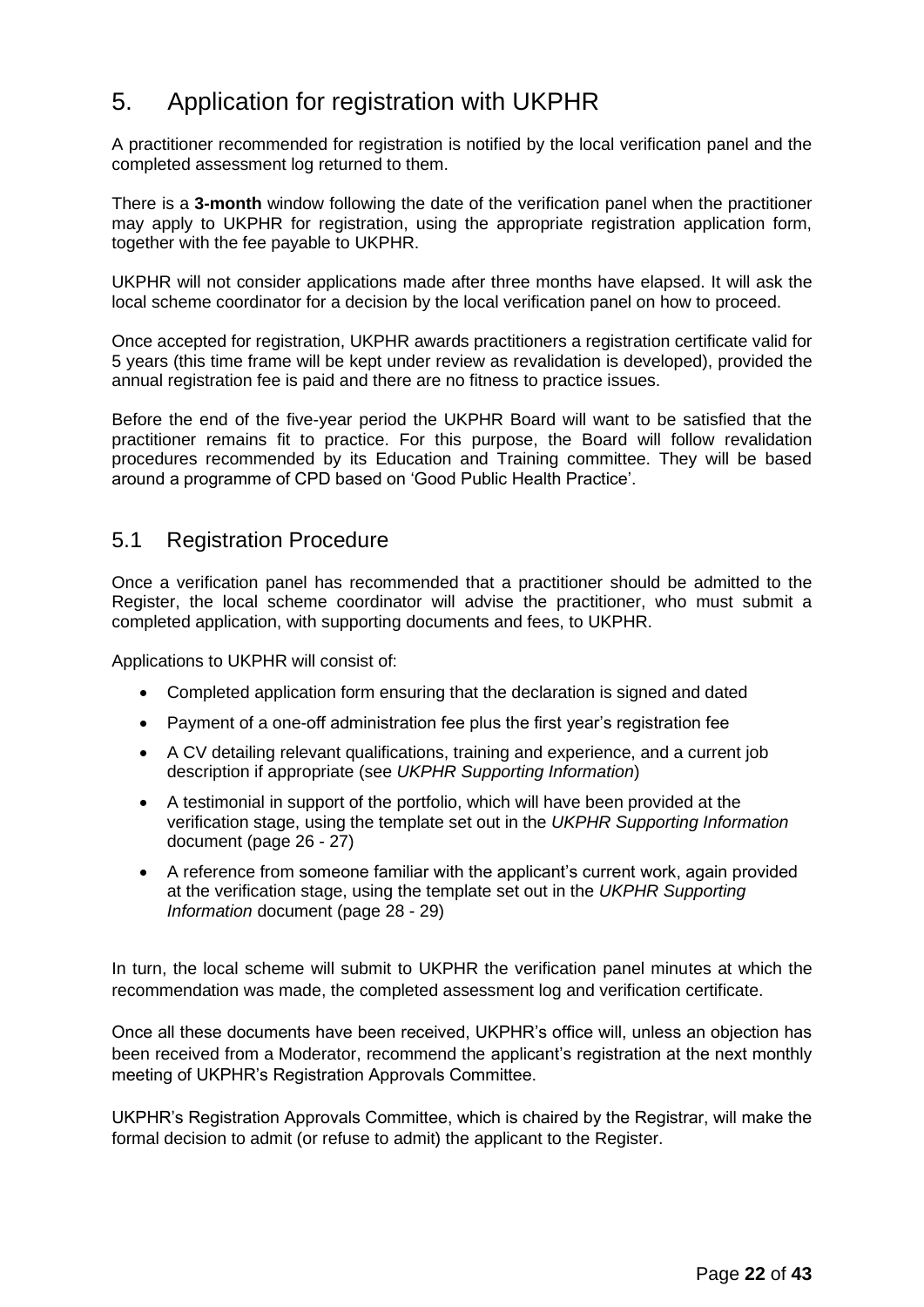# 5. Application for registration with UKPHR

A practitioner recommended for registration is notified by the local verification panel and the completed assessment log returned to them.

There is a **3-month** window following the date of the verification panel when the practitioner may apply to UKPHR for registration, using the appropriate registration application form, together with the fee payable to UKPHR.

UKPHR will not consider applications made after three months have elapsed. It will ask the local scheme coordinator for a decision by the local verification panel on how to proceed.

Once accepted for registration, UKPHR awards practitioners a registration certificate valid for 5 years (this time frame will be kept under review as revalidation is developed), provided the annual registration fee is paid and there are no fitness to practice issues.

Before the end of the five-year period the UKPHR Board will want to be satisfied that the practitioner remains fit to practice. For this purpose, the Board will follow revalidation procedures recommended by its Education and Training committee. They will be based around a programme of CPD based on 'Good Public Health Practice'.

## 5.1 Registration Procedure

Once a verification panel has recommended that a practitioner should be admitted to the Register, the local scheme coordinator will advise the practitioner, who must submit a completed application, with supporting documents and fees, to UKPHR.

Applications to UKPHR will consist of:

- Completed application form ensuring that the declaration is signed and dated
- Payment of a one-off administration fee plus the first year's registration fee
- A CV detailing relevant qualifications, training and experience, and a current job description if appropriate (see *UKPHR Supporting Information*)
- A testimonial in support of the portfolio, which will have been provided at the verification stage, using the template set out in the *UKPHR Supporting Information* document (page 26 - 27)
- A reference from someone familiar with the applicant's current work, again provided at the verification stage, using the template set out in the *UKPHR Supporting Information* document (page 28 - 29)

In turn, the local scheme will submit to UKPHR the verification panel minutes at which the recommendation was made, the completed assessment log and verification certificate.

Once all these documents have been received, UKPHR's office will, unless an objection has been received from a Moderator, recommend the applicant's registration at the next monthly meeting of UKPHR's Registration Approvals Committee.

UKPHR's Registration Approvals Committee, which is chaired by the Registrar, will make the formal decision to admit (or refuse to admit) the applicant to the Register.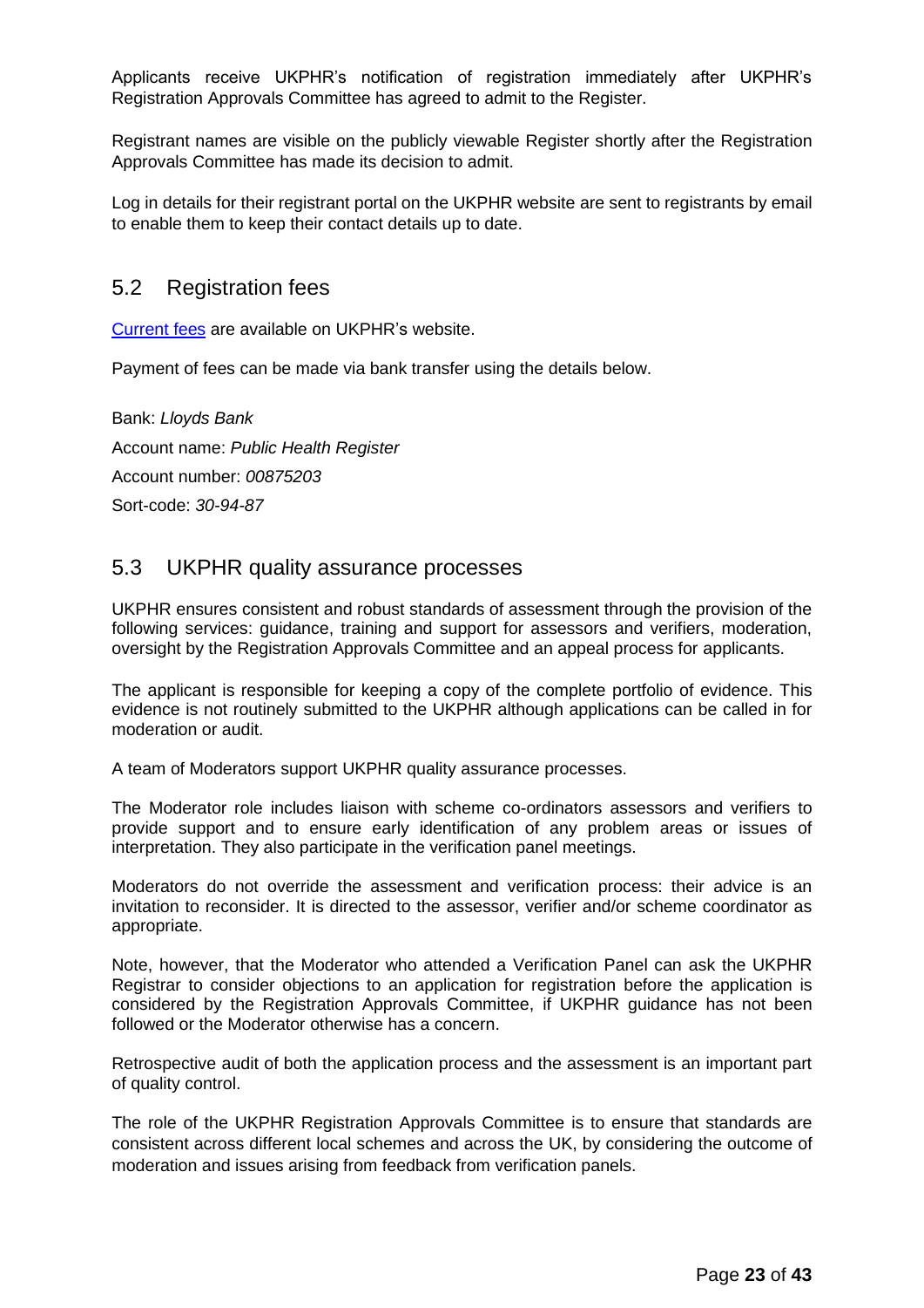Applicants receive UKPHR's notification of registration immediately after UKPHR's Registration Approvals Committee has agreed to admit to the Register.

Registrant names are visible on the publicly viewable Register shortly after the Registration Approvals Committee has made its decision to admit.

Log in details for their registrant portal on the UKPHR website are sent to registrants by email to enable them to keep their contact details up to date.

## 5.2 Registration fees

[Current fees](#) are available on UKPHR's website.

Payment of fees can be made via bank transfer using the details below.

Bank: *Lloyds Bank*

Account name: *Public Health Register*

Account number: *00875203*

Sort-code: *30-94-87*

## 5.3 UKPHR quality assurance processes

UKPHR ensures consistent and robust standards of assessment through the provision of the following services: guidance, training and support for assessors and verifiers, moderation, oversight by the Registration Approvals Committee and an appeal process for applicants.

The applicant is responsible for keeping a copy of the complete portfolio of evidence. This evidence is not routinely submitted to the UKPHR although applications can be called in for moderation or audit.

A team of Moderators support UKPHR quality assurance processes.

The Moderator role includes liaison with scheme co-ordinators assessors and verifiers to provide support and to ensure early identification of any problem areas or issues of interpretation. They also participate in the verification panel meetings.

Moderators do not override the assessment and verification process: their advice is an invitation to reconsider. It is directed to the assessor, verifier and/or scheme coordinator as appropriate.

Note, however, that the Moderator who attended a Verification Panel can ask the UKPHR Registrar to consider objections to an application for registration before the application is considered by the Registration Approvals Committee, if UKPHR guidance has not been followed or the Moderator otherwise has a concern.

Retrospective audit of both the application process and the assessment is an important part of quality control.

The role of the UKPHR Registration Approvals Committee is to ensure that standards are consistent across different local schemes and across the UK, by considering the outcome of moderation and issues arising from feedback from verification panels.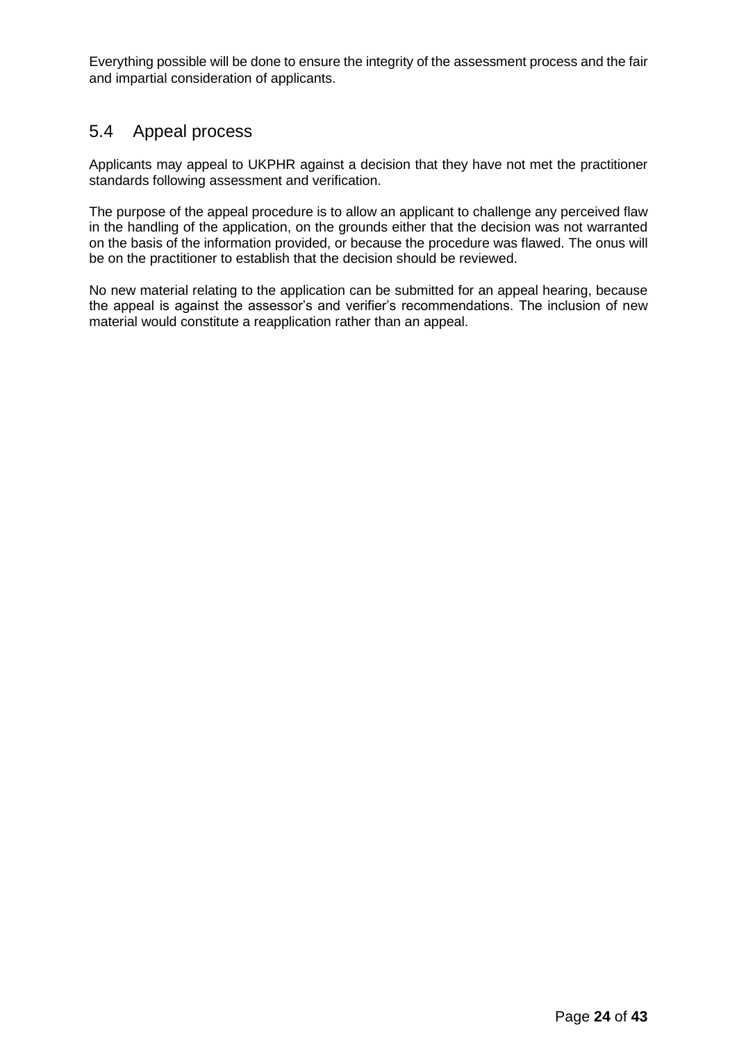Everything possible will be done to ensure the integrity of the assessment process and the fair and impartial consideration of applicants.

## 5.4 Appeal process

Applicants may appeal to UKPHR against a decision that they have not met the practitioner standards following assessment and verification.

The purpose of the appeal procedure is to allow an applicant to challenge any perceived flaw in the handling of the application, on the grounds either that the decision was not warranted on the basis of the information provided, or because the procedure was flawed. The onus will be on the practitioner to establish that the decision should be reviewed.

No new material relating to the application can be submitted for an appeal hearing, because the appeal is against the assessor's and verifier's recommendations. The inclusion of new material would constitute a reapplication rather than an appeal.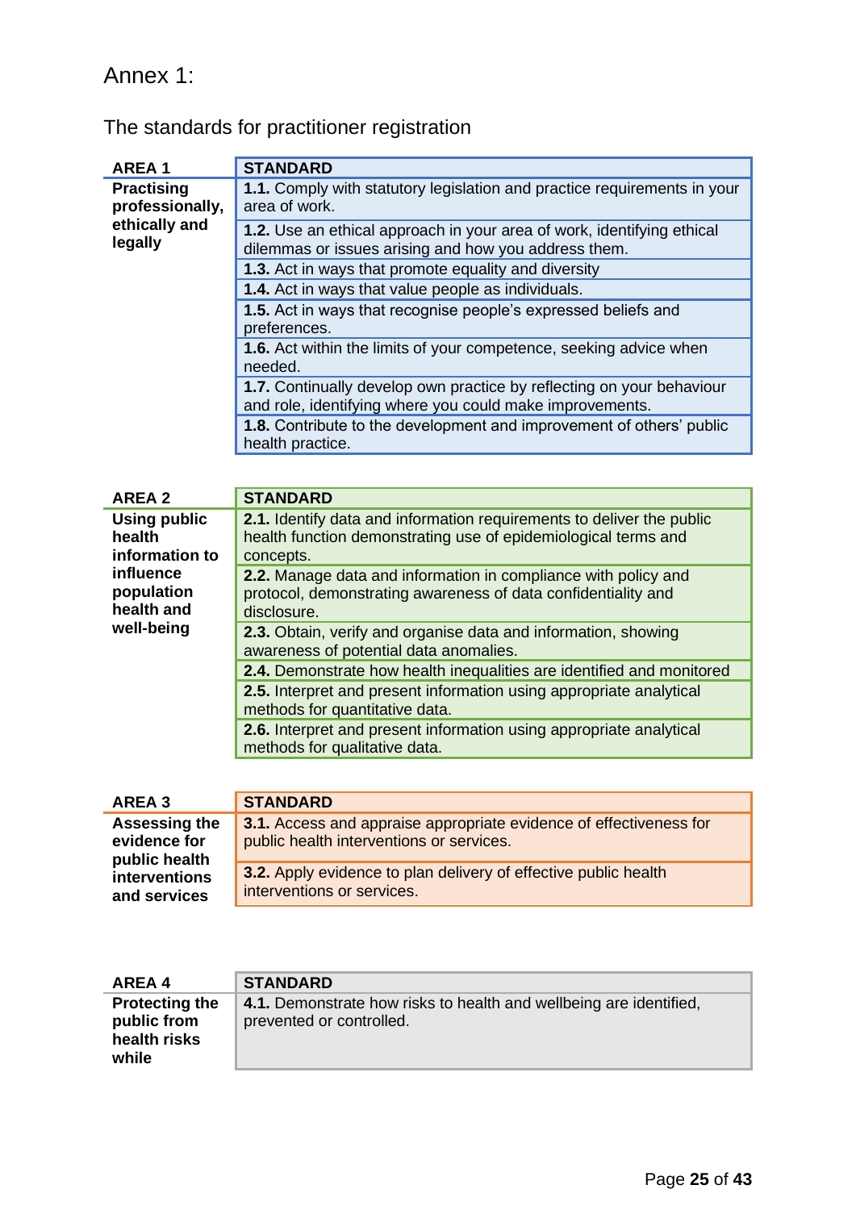# Annex 1:

## The standards for practitioner registration

| AREA 1 | STANDARD |
|---|---|
| **Practising professionally, ethically and legally** | **1.1.** Comply with statutory legislation and practice requirements in your area of work. |
| | **1.2.** Use an ethical approach in your area of work, identifying ethical dilemmas or issues arising and how you address them. |
| | **1.3.** Act in ways that promote equality and diversity |
| | **1.4.** Act in ways that value people as individuals. |
| | **1.5.** Act in ways that recognise people's expressed beliefs and preferences. |
| | **1.6.** Act within the limits of your competence, seeking advice when needed. |
| | **1.7.** Continually develop own practice by reflecting on your behaviour and role, identifying where you could make improvements. |
| | **1.8.** Contribute to the development and improvement of others' public health practice. |

| AREA 2 | STANDARD |
|---|---|
| **Using public health information to influence population health and well-being** | **2.1.** Identify data and information requirements to deliver the public health function demonstrating use of epidemiological terms and concepts. |
| | **2.2.** Manage data and information in compliance with policy and protocol, demonstrating awareness of data confidentiality and disclosure. |
| | **2.3.** Obtain, verify and organise data and information, showing awareness of potential data anomalies. |
| | **2.4.** Demonstrate how health inequalities are identified and monitored |
| | **2.5.** Interpret and present information using appropriate analytical methods for quantitative data. |
| | **2.6.** Interpret and present information using appropriate analytical methods for qualitative data. |

| AREA 3 | STANDARD |
|---|---|
| **Assessing the evidence for public health interventions and services** | **3.1.** Access and appraise appropriate evidence of effectiveness for public health interventions or services. |
| | **3.2.** Apply evidence to plan delivery of effective public health interventions or services. |

| AREA 4 | STANDARD |
|---|---|
| **Protecting the public from health risks while** | **4.1.** Demonstrate how risks to health and wellbeing are identified, prevented or controlled. |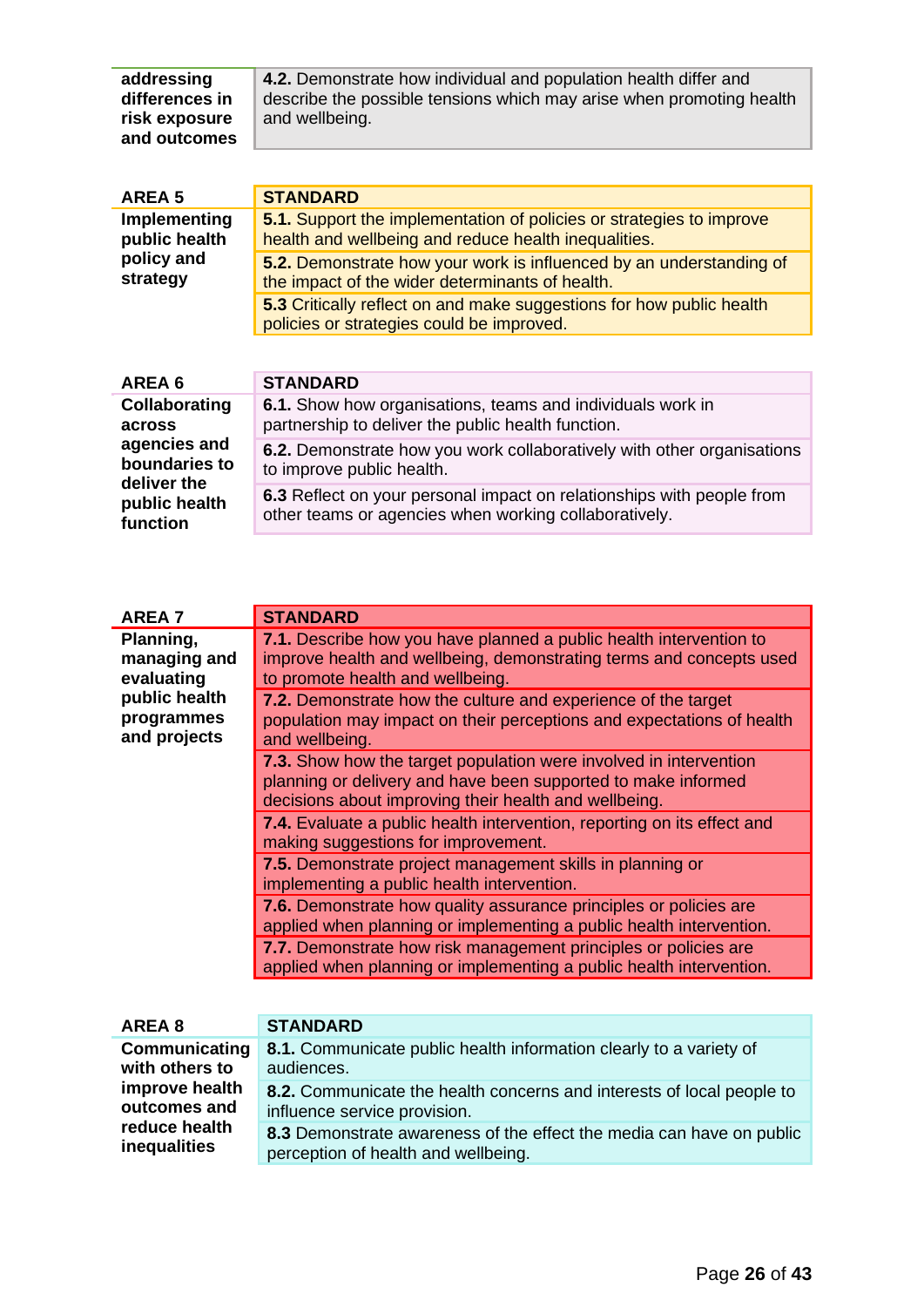| addressing differences in risk exposure and outcomes | **4.2.** Demonstrate how individual and population health differ and describe the possible tensions which may arise when promoting health and wellbeing. |
|---|---|

| AREA 5 | STANDARD |
|---|---|
| **Implementing public health policy and strategy** | **5.1.** Support the implementation of policies or strategies to improve health and wellbeing and reduce health inequalities. |
| | **5.2.** Demonstrate how your work is influenced by an understanding of the impact of the wider determinants of health. |
| | **5.3** Critically reflect on and make suggestions for how public health policies or strategies could be improved. |

| AREA 6 | STANDARD |
|---|---|
| **Collaborating across agencies and boundaries to deliver the public health function** | **6.1.** Show how organisations, teams and individuals work in partnership to deliver the public health function. |
| | **6.2.** Demonstrate how you work collaboratively with other organisations to improve public health. |
| | **6.3** Reflect on your personal impact on relationships with people from other teams or agencies when working collaboratively. |

| AREA 7 | STANDARD |
|---|---|
| **Planning, managing and evaluating public health programmes and projects** | **7.1.** Describe how you have planned a public health intervention to improve health and wellbeing, demonstrating terms and concepts used to promote health and wellbeing. |
| | **7.2.** Demonstrate how the culture and experience of the target population may impact on their perceptions and expectations of health and wellbeing. |
| | **7.3.** Show how the target population were involved in intervention planning or delivery and have been supported to make informed decisions about improving their health and wellbeing. |
| | **7.4.** Evaluate a public health intervention, reporting on its effect and making suggestions for improvement. |
| | **7.5.** Demonstrate project management skills in planning or implementing a public health intervention. |
| | **7.6.** Demonstrate how quality assurance principles or policies are applied when planning or implementing a public health intervention. |
| | **7.7.** Demonstrate how risk management principles or policies are applied when planning or implementing a public health intervention. |

| AREA 8 | STANDARD |
|---|---|
| **Communicating with others to improve health outcomes and reduce health inequalities** | **8.1.** Communicate public health information clearly to a variety of audiences. |
| | **8.2.** Communicate the health concerns and interests of local people to influence service provision. |
| | **8.3** Demonstrate awareness of the effect the media can have on public perception of health and wellbeing. |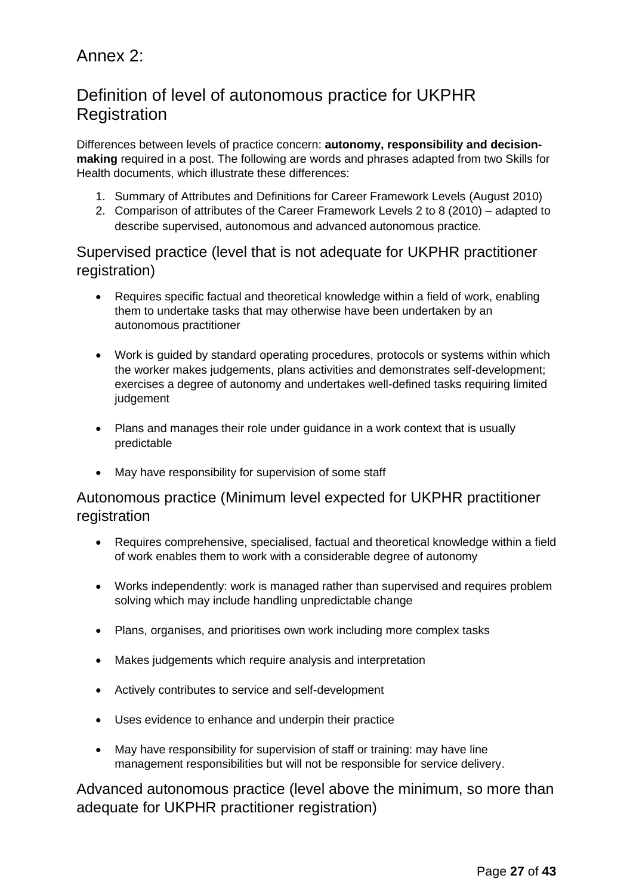# Annex 2:

## Definition of level of autonomous practice for UKPHR Registration

Differences between levels of practice concern: **autonomy, responsibility and decision-making** required in a post. The following are words and phrases adapted from two Skills for Health documents, which illustrate these differences:

1. Summary of Attributes and Definitions for Career Framework Levels (August 2010)
2. Comparison of attributes of the Career Framework Levels 2 to 8 (2010) – adapted to describe supervised, autonomous and advanced autonomous practice.

### Supervised practice (level that is not adequate for UKPHR practitioner registration)

- Requires specific factual and theoretical knowledge within a field of work, enabling them to undertake tasks that may otherwise have been undertaken by an autonomous practitioner

- Work is guided by standard operating procedures, protocols or systems within which the worker makes judgements, plans activities and demonstrates self-development; exercises a degree of autonomy and undertakes well-defined tasks requiring limited judgement

- Plans and manages their role under guidance in a work context that is usually predictable

- May have responsibility for supervision of some staff

### Autonomous practice (Minimum level expected for UKPHR practitioner registration

- Requires comprehensive, specialised, factual and theoretical knowledge within a field of work enables them to work with a considerable degree of autonomy

- Works independently: work is managed rather than supervised and requires problem solving which may include handling unpredictable change

- Plans, organises, and prioritises own work including more complex tasks

- Makes judgements which require analysis and interpretation

- Actively contributes to service and self-development

- Uses evidence to enhance and underpin their practice

- May have responsibility for supervision of staff or training: may have line management responsibilities but will not be responsible for service delivery.

### Advanced autonomous practice (level above the minimum, so more than adequate for UKPHR practitioner registration)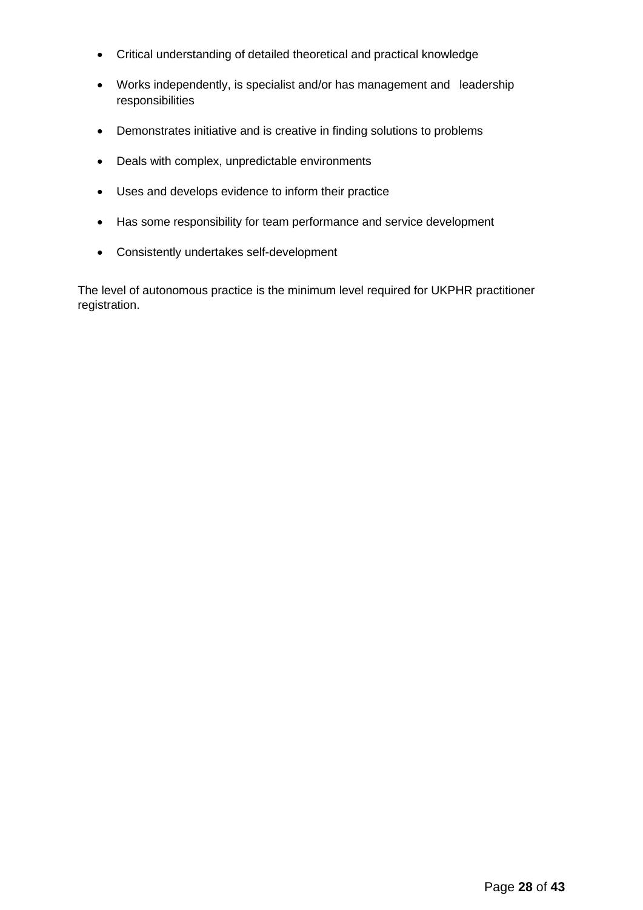- Critical understanding of detailed theoretical and practical knowledge
- Works independently, is specialist and/or has management and leadership responsibilities
- Demonstrates initiative and is creative in finding solutions to problems
- Deals with complex, unpredictable environments
- Uses and develops evidence to inform their practice
- Has some responsibility for team performance and service development
- Consistently undertakes self-development

The level of autonomous practice is the minimum level required for UKPHR practitioner registration.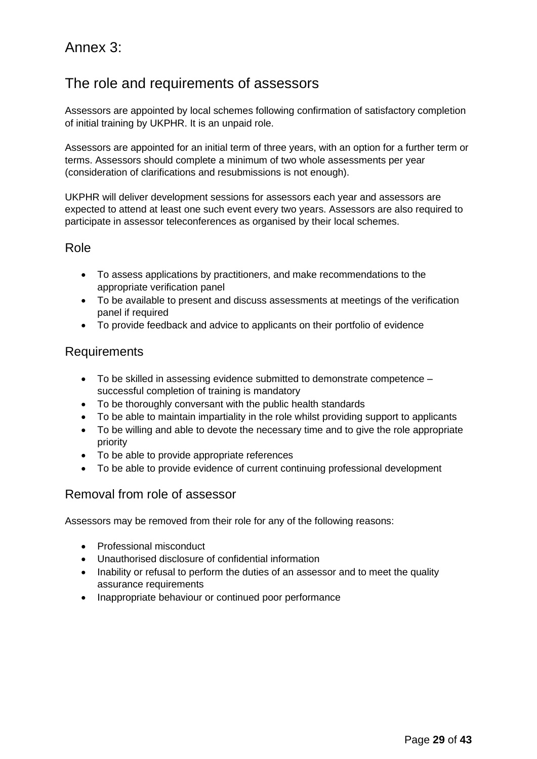# Annex 3:

# The role and requirements of assessors

Assessors are appointed by local schemes following confirmation of satisfactory completion of initial training by UKPHR. It is an unpaid role.

Assessors are appointed for an initial term of three years, with an option for a further term or terms. Assessors should complete a minimum of two whole assessments per year (consideration of clarifications and resubmissions is not enough).

UKPHR will deliver development sessions for assessors each year and assessors are expected to attend at least one such event every two years. Assessors are also required to participate in assessor teleconferences as organised by their local schemes.

## Role

- To assess applications by practitioners, and make recommendations to the appropriate verification panel
- To be available to present and discuss assessments at meetings of the verification panel if required
- To provide feedback and advice to applicants on their portfolio of evidence

## Requirements

- To be skilled in assessing evidence submitted to demonstrate competence – successful completion of training is mandatory
- To be thoroughly conversant with the public health standards
- To be able to maintain impartiality in the role whilst providing support to applicants
- To be willing and able to devote the necessary time and to give the role appropriate priority
- To be able to provide appropriate references
- To be able to provide evidence of current continuing professional development

## Removal from role of assessor

Assessors may be removed from their role for any of the following reasons:

- Professional misconduct
- Unauthorised disclosure of confidential information
- Inability or refusal to perform the duties of an assessor and to meet the quality assurance requirements
- Inappropriate behaviour or continued poor performance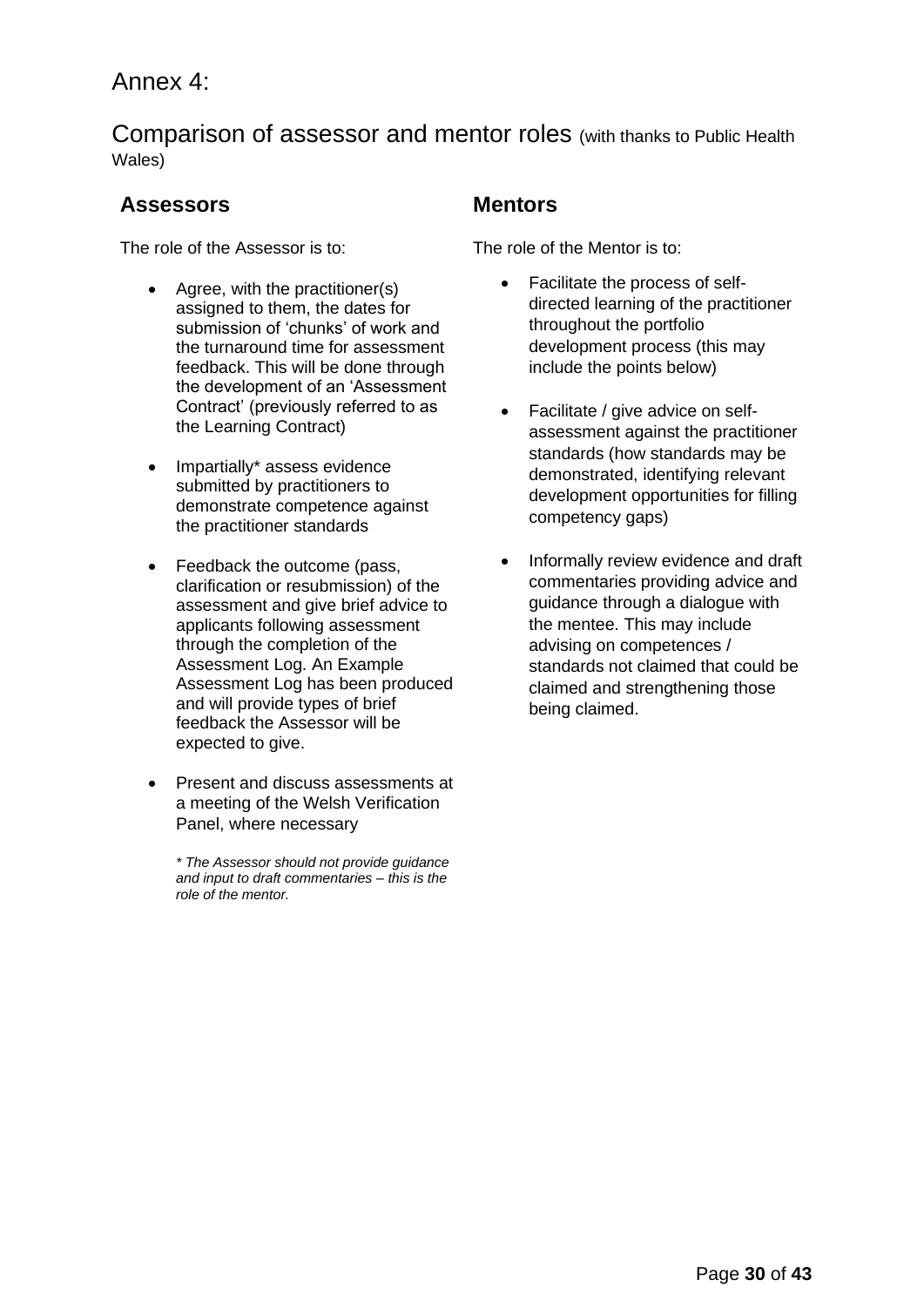# Annex 4:

## Comparison of assessor and mentor roles (with thanks to Public Health Wales)

### Assessors

The role of the Assessor is to:

- Agree, with the practitioner(s) assigned to them, the dates for submission of 'chunks' of work and the turnaround time for assessment feedback. This will be done through the development of an 'Assessment Contract' (previously referred to as the Learning Contract)

- Impartially* assess evidence submitted by practitioners to demonstrate competence against the practitioner standards

- Feedback the outcome (pass, clarification or resubmission) of the assessment and give brief advice to applicants following assessment through the completion of the Assessment Log. An Example Assessment Log has been produced and will provide types of brief feedback the Assessor will be expected to give.

- Present and discuss assessments at a meeting of the Welsh Verification Panel, where necessary

*\* The Assessor should not provide guidance and input to draft commentaries – this is the role of the mentor.*

### Mentors

The role of the Mentor is to:

- Facilitate the process of self-directed learning of the practitioner throughout the portfolio development process (this may include the points below)

- Facilitate / give advice on self-assessment against the practitioner standards (how standards may be demonstrated, identifying relevant development opportunities for filling competency gaps)

- Informally review evidence and draft commentaries providing advice and guidance through a dialogue with the mentee. This may include advising on competences / standards not claimed that could be claimed and strengthening those being claimed.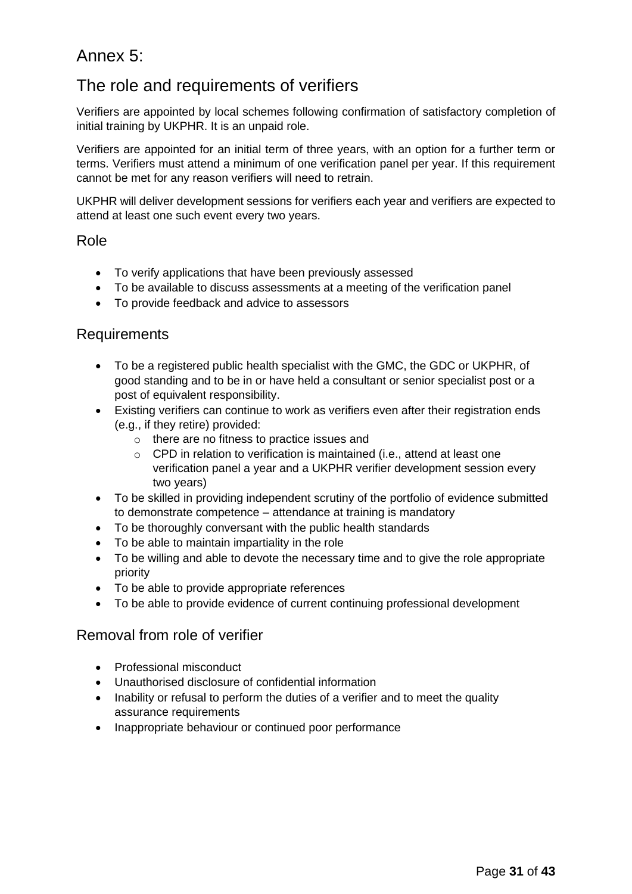# Annex 5:

# The role and requirements of verifiers

Verifiers are appointed by local schemes following confirmation of satisfactory completion of initial training by UKPHR. It is an unpaid role.

Verifiers are appointed for an initial term of three years, with an option for a further term or terms. Verifiers must attend a minimum of one verification panel per year. If this requirement cannot be met for any reason verifiers will need to retrain.

UKPHR will deliver development sessions for verifiers each year and verifiers are expected to attend at least one such event every two years.

## Role

- To verify applications that have been previously assessed
- To be available to discuss assessments at a meeting of the verification panel
- To provide feedback and advice to assessors

## Requirements

- To be a registered public health specialist with the GMC, the GDC or UKPHR, of good standing and to be in or have held a consultant or senior specialist post or a post of equivalent responsibility.
- Existing verifiers can continue to work as verifiers even after their registration ends (e.g., if they retire) provided:
  - there are no fitness to practice issues and
  - CPD in relation to verification is maintained (i.e., attend at least one verification panel a year and a UKPHR verifier development session every two years)
- To be skilled in providing independent scrutiny of the portfolio of evidence submitted to demonstrate competence – attendance at training is mandatory
- To be thoroughly conversant with the public health standards
- To be able to maintain impartiality in the role
- To be willing and able to devote the necessary time and to give the role appropriate priority
- To be able to provide appropriate references
- To be able to provide evidence of current continuing professional development

## Removal from role of verifier

- Professional misconduct
- Unauthorised disclosure of confidential information
- Inability or refusal to perform the duties of a verifier and to meet the quality assurance requirements
- Inappropriate behaviour or continued poor performance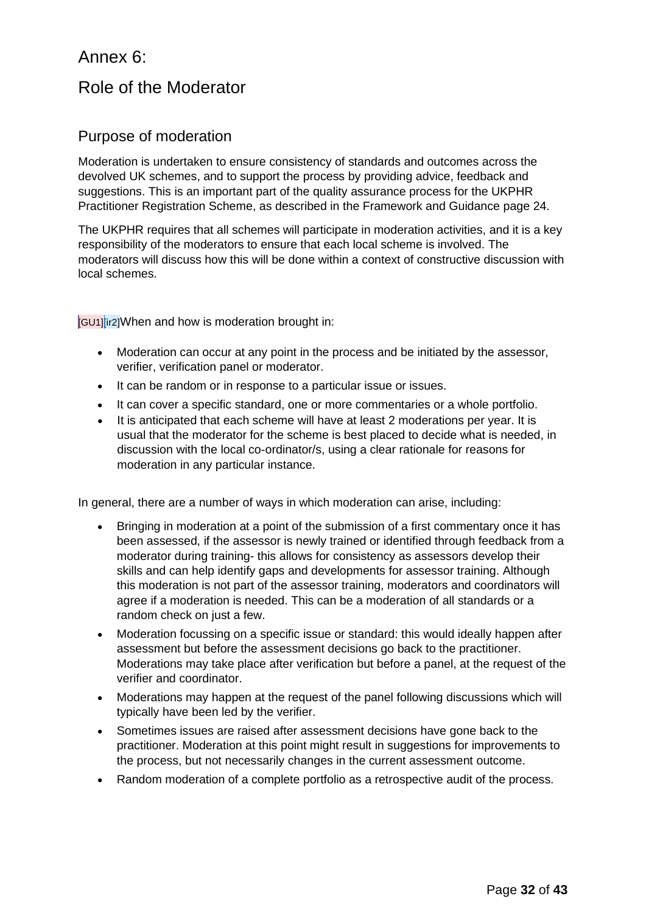# Annex 6:

# Role of the Moderator

## Purpose of moderation

Moderation is undertaken to ensure consistency of standards and outcomes across the devolved UK schemes, and to support the process by providing advice, feedback and suggestions. This is an important part of the quality assurance process for the UKPHR Practitioner Registration Scheme, as described in the Framework and Guidance page 24.

The UKPHR requires that all schemes will participate in moderation activities, and it is a key responsibility of the moderators to ensure that each local scheme is involved. The moderators will discuss how this will be done within a context of constructive discussion with local schemes.

[GU1][ir2]When and how is moderation brought in:

- Moderation can occur at any point in the process and be initiated by the assessor, verifier, verification panel or moderator.
- It can be random or in response to a particular issue or issues.
- It can cover a specific standard, one or more commentaries or a whole portfolio.
- It is anticipated that each scheme will have at least 2 moderations per year. It is usual that the moderator for the scheme is best placed to decide what is needed, in discussion with the local co-ordinator/s, using a clear rationale for reasons for moderation in any particular instance.

In general, there are a number of ways in which moderation can arise, including:

- Bringing in moderation at a point of the submission of a first commentary once it has been assessed, if the assessor is newly trained or identified through feedback from a moderator during training- this allows for consistency as assessors develop their skills and can help identify gaps and developments for assessor training. Although this moderation is not part of the assessor training, moderators and coordinators will agree if a moderation is needed. This can be a moderation of all standards or a random check on just a few.
- Moderation focussing on a specific issue or standard: this would ideally happen after assessment but before the assessment decisions go back to the practitioner. Moderations may take place after verification but before a panel, at the request of the verifier and coordinator.
- Moderations may happen at the request of the panel following discussions which will typically have been led by the verifier.
- Sometimes issues are raised after assessment decisions have gone back to the practitioner. Moderation at this point might result in suggestions for improvements to the process, but not necessarily changes in the current assessment outcome.
- Random moderation of a complete portfolio as a retrospective audit of the process.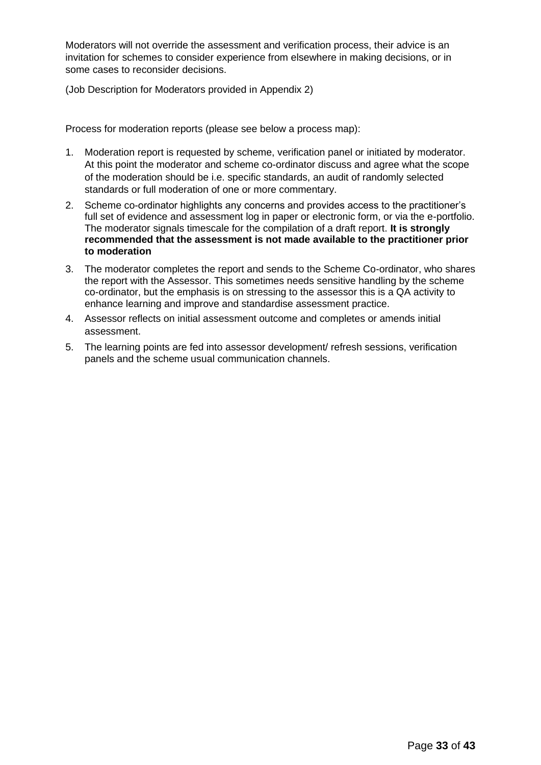Moderators will not override the assessment and verification process, their advice is an invitation for schemes to consider experience from elsewhere in making decisions, or in some cases to reconsider decisions.

(Job Description for Moderators provided in Appendix 2)

Process for moderation reports (please see below a process map):

1. Moderation report is requested by scheme, verification panel or initiated by moderator. At this point the moderator and scheme co-ordinator discuss and agree what the scope of the moderation should be i.e. specific standards, an audit of randomly selected standards or full moderation of one or more commentary.
2. Scheme co-ordinator highlights any concerns and provides access to the practitioner's full set of evidence and assessment log in paper or electronic form, or via the e-portfolio. The moderator signals timescale for the compilation of a draft report. **It is strongly recommended that the assessment is not made available to the practitioner prior to moderation**
3. The moderator completes the report and sends to the Scheme Co-ordinator, who shares the report with the Assessor. This sometimes needs sensitive handling by the scheme co-ordinator, but the emphasis is on stressing to the assessor this is a QA activity to enhance learning and improve and standardise assessment practice.
4. Assessor reflects on initial assessment outcome and completes or amends initial assessment.
5. The learning points are fed into assessor development/ refresh sessions, verification panels and the scheme usual communication channels.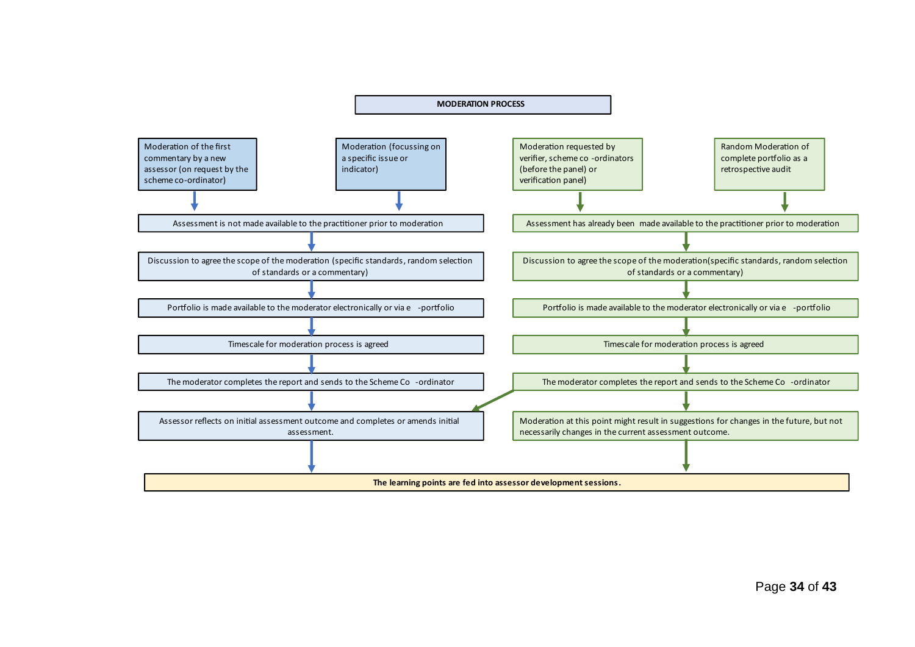# MODERATION PROCESS

**Left pathway**

- Moderation of the first commentary by a new assessor (on request by the scheme co-ordinator)
- Moderation (focussing on a specific issue or indicator)

1. Assessment is not made available to the practitioner prior to moderation
2. Discussion to agree the scope of the moderation (specific standards, random selection of standards or a commentary)
3. Portfolio is made available to the moderator electronically or via e-portfolio
4. Timescale for moderation process is agreed
5. The moderator completes the report and sends to the Scheme Co-ordinator
6. Assessor reflects on initial assessment outcome and completes or amends initial assessment.

**Right pathway**

- Moderation requested by verifier, scheme co-ordinators (before the panel) or verification panel)
- Random Moderation of complete portfolio as a retrospective audit

1. Assessment has already been made available to the practitioner prior to moderation
2. Discussion to agree the scope of the moderation(specific standards, random selection of standards or a commentary)
3. Portfolio is made available to the moderator electronically or via e-portfolio
4. Timescale for moderation process is agreed
5. The moderator completes the report and sends to the Scheme Co-ordinator (leads to both "Assessor reflects on initial assessment outcome and completes or amends initial assessment." and the step below)
6. Moderation at this point might result in suggestions for changes in the future, but not necessarily changes in the current assessment outcome.

**Both pathways:**

**The learning points are fed into assessor development sessions.**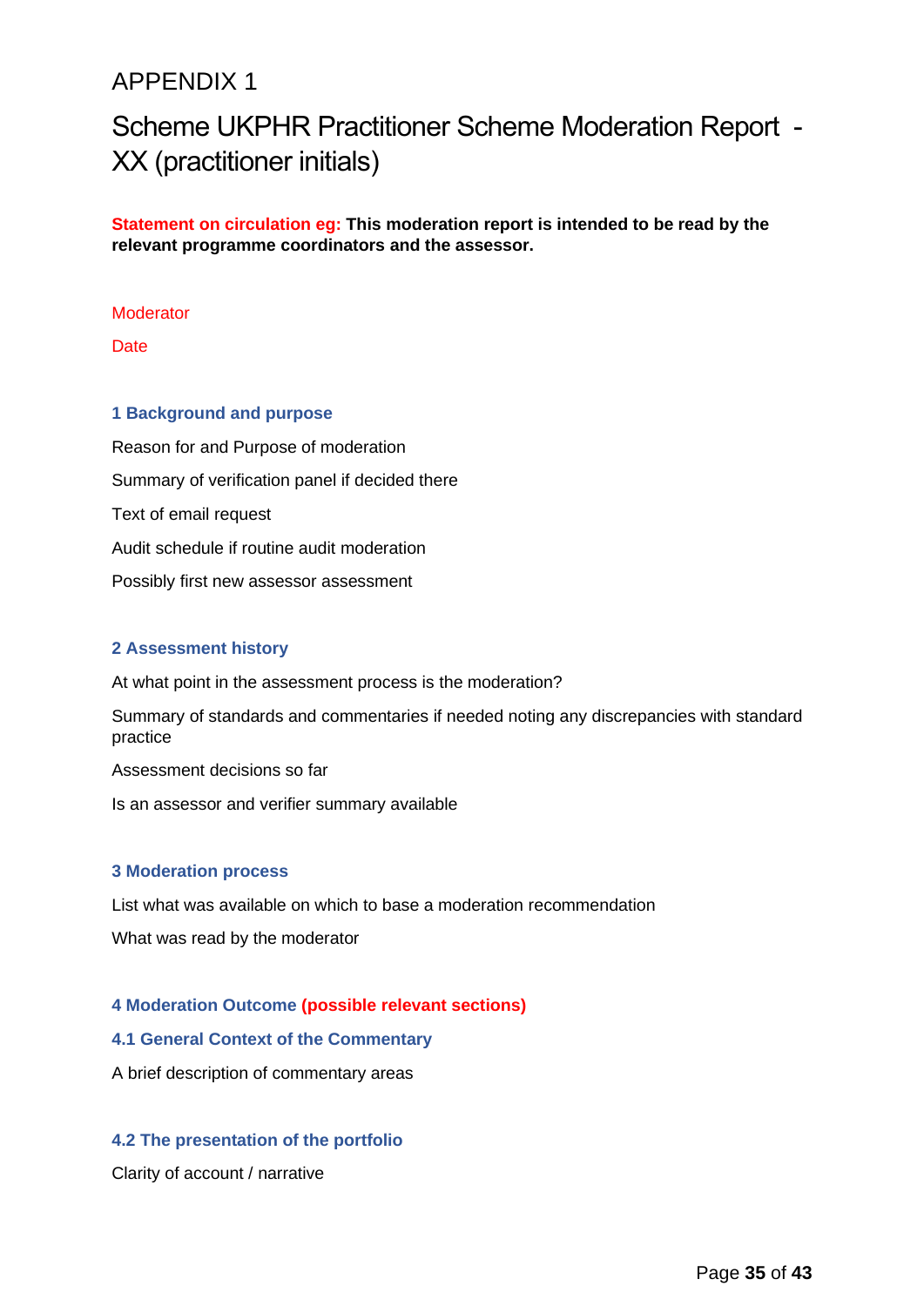APPENDIX 1

# Scheme UKPHR Practitioner Scheme Moderation Report - XX (practitioner initials)

**Statement on circulation eg: This moderation report is intended to be read by the relevant programme coordinators and the assessor.**

Moderator

Date

## 1 Background and purpose

Reason for and Purpose of moderation

Summary of verification panel if decided there

Text of email request

Audit schedule if routine audit moderation

Possibly first new assessor assessment

## 2 Assessment history

At what point in the assessment process is the moderation?

Summary of standards and commentaries if needed noting any discrepancies with standard practice

Assessment decisions so far

Is an assessor and verifier summary available

## 3 Moderation process

List what was available on which to base a moderation recommendation

What was read by the moderator

## 4 Moderation Outcome (possible relevant sections)

### 4.1 General Context of the Commentary

A brief description of commentary areas

### 4.2 The presentation of the portfolio

Clarity of account / narrative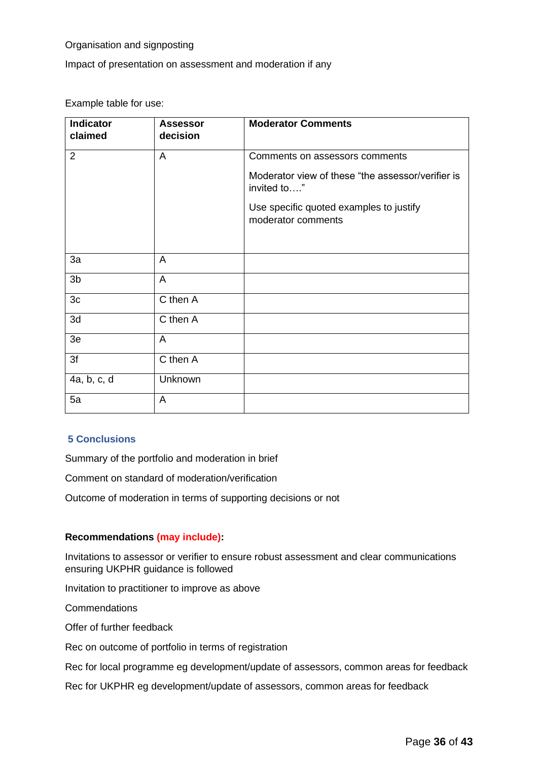Organisation and signposting

Impact of presentation on assessment and moderation if any

Example table for use:

| Indicator claimed | Assessor decision | Moderator Comments |
|---|---|---|
| 2 | A | Comments on assessors comments<br><br>Moderator view of these "the assessor/verifier is invited to…."<br><br>Use specific quoted examples to justify moderator comments |
| 3a | A | |
| 3b | A | |
| 3c | C then A | |
| 3d | C then A | |
| 3e | A | |
| 3f | C then A | |
| 4a, b, c, d | Unknown | |
| 5a | A | |

## 5 Conclusions

Summary of the portfolio and moderation in brief

Comment on standard of moderation/verification

Outcome of moderation in terms of supporting decisions or not

**Recommendations (may include):**

Invitations to assessor or verifier to ensure robust assessment and clear communications ensuring UKPHR guidance is followed

Invitation to practitioner to improve as above

Commendations

Offer of further feedback

Rec on outcome of portfolio in terms of registration

Rec for local programme eg development/update of assessors, common areas for feedback

Rec for UKPHR eg development/update of assessors, common areas for feedback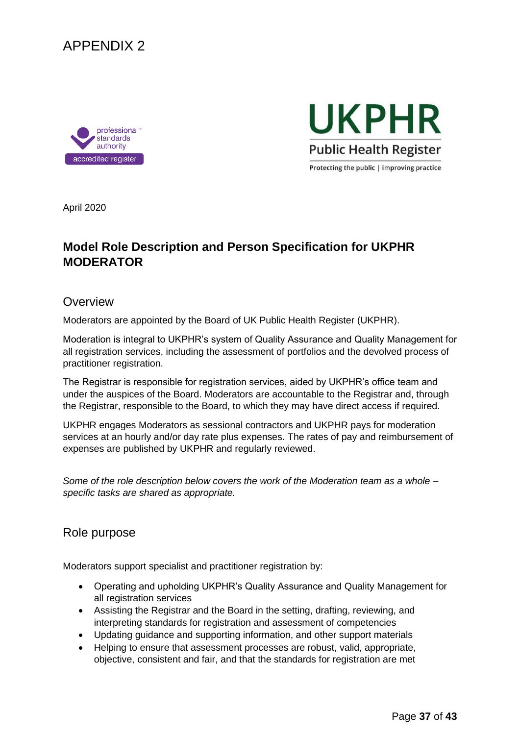# APPENDIX 2

professional standards authority accredited register

UKPHR
Public Health Register
Protecting the public | improving practice

April 2020

## Model Role Description and Person Specification for UKPHR MODERATOR

### Overview

Moderators are appointed by the Board of UK Public Health Register (UKPHR).

Moderation is integral to UKPHR's system of Quality Assurance and Quality Management for all registration services, including the assessment of portfolios and the devolved process of practitioner registration.

The Registrar is responsible for registration services, aided by UKPHR's office team and under the auspices of the Board. Moderators are accountable to the Registrar and, through the Registrar, responsible to the Board, to which they may have direct access if required.

UKPHR engages Moderators as sessional contractors and UKPHR pays for moderation services at an hourly and/or day rate plus expenses. The rates of pay and reimbursement of expenses are published by UKPHR and regularly reviewed.

*Some of the role description below covers the work of the Moderation team as a whole – specific tasks are shared as appropriate.*

### Role purpose

Moderators support specialist and practitioner registration by:

- Operating and upholding UKPHR's Quality Assurance and Quality Management for all registration services
- Assisting the Registrar and the Board in the setting, drafting, reviewing, and interpreting standards for registration and assessment of competencies
- Updating guidance and supporting information, and other support materials
- Helping to ensure that assessment processes are robust, valid, appropriate, objective, consistent and fair, and that the standards for registration are met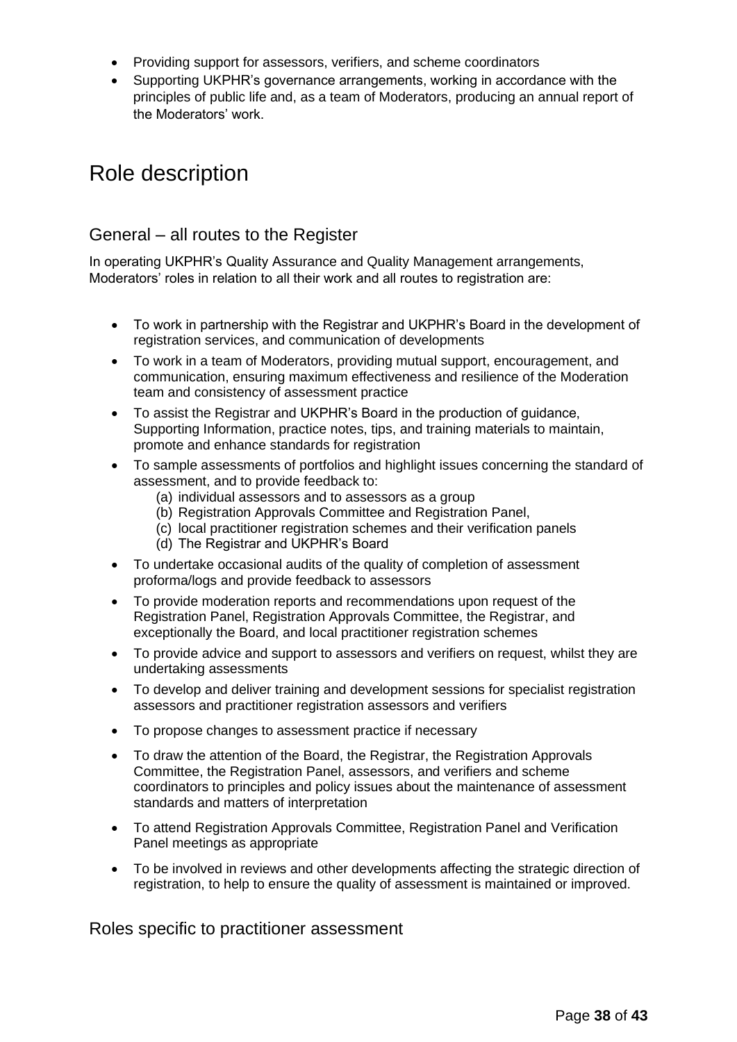- Providing support for assessors, verifiers, and scheme coordinators
- Supporting UKPHR's governance arrangements, working in accordance with the principles of public life and, as a team of Moderators, producing an annual report of the Moderators' work.

# Role description

## General – all routes to the Register

In operating UKPHR's Quality Assurance and Quality Management arrangements, Moderators' roles in relation to all their work and all routes to registration are:

- To work in partnership with the Registrar and UKPHR's Board in the development of registration services, and communication of developments
- To work in a team of Moderators, providing mutual support, encouragement, and communication, ensuring maximum effectiveness and resilience of the Moderation team and consistency of assessment practice
- To assist the Registrar and UKPHR's Board in the production of guidance, Supporting Information, practice notes, tips, and training materials to maintain, promote and enhance standards for registration
- To sample assessments of portfolios and highlight issues concerning the standard of assessment, and to provide feedback to:
    (a) individual assessors and to assessors as a group
    (b) Registration Approvals Committee and Registration Panel,
    (c) local practitioner registration schemes and their verification panels
    (d) The Registrar and UKPHR's Board
- To undertake occasional audits of the quality of completion of assessment proforma/logs and provide feedback to assessors
- To provide moderation reports and recommendations upon request of the Registration Panel, Registration Approvals Committee, the Registrar, and exceptionally the Board, and local practitioner registration schemes
- To provide advice and support to assessors and verifiers on request, whilst they are undertaking assessments
- To develop and deliver training and development sessions for specialist registration assessors and practitioner registration assessors and verifiers
- To propose changes to assessment practice if necessary
- To draw the attention of the Board, the Registrar, the Registration Approvals Committee, the Registration Panel, assessors, and verifiers and scheme coordinators to principles and policy issues about the maintenance of assessment standards and matters of interpretation
- To attend Registration Approvals Committee, Registration Panel and Verification Panel meetings as appropriate
- To be involved in reviews and other developments affecting the strategic direction of registration, to help to ensure the quality of assessment is maintained or improved.

## Roles specific to practitioner assessment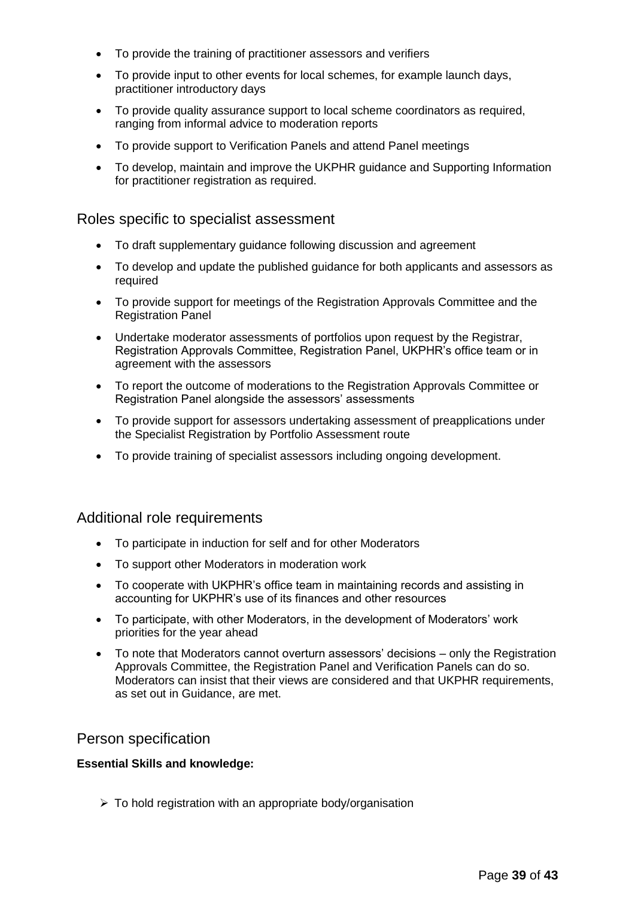- To provide the training of practitioner assessors and verifiers
- To provide input to other events for local schemes, for example launch days, practitioner introductory days
- To provide quality assurance support to local scheme coordinators as required, ranging from informal advice to moderation reports
- To provide support to Verification Panels and attend Panel meetings
- To develop, maintain and improve the UKPHR guidance and Supporting Information for practitioner registration as required.

## Roles specific to specialist assessment

- To draft supplementary guidance following discussion and agreement
- To develop and update the published guidance for both applicants and assessors as required
- To provide support for meetings of the Registration Approvals Committee and the Registration Panel
- Undertake moderator assessments of portfolios upon request by the Registrar, Registration Approvals Committee, Registration Panel, UKPHR's office team or in agreement with the assessors
- To report the outcome of moderations to the Registration Approvals Committee or Registration Panel alongside the assessors' assessments
- To provide support for assessors undertaking assessment of preapplications under the Specialist Registration by Portfolio Assessment route
- To provide training of specialist assessors including ongoing development.

## Additional role requirements

- To participate in induction for self and for other Moderators
- To support other Moderators in moderation work
- To cooperate with UKPHR's office team in maintaining records and assisting in accounting for UKPHR's use of its finances and other resources
- To participate, with other Moderators, in the development of Moderators' work priorities for the year ahead
- To note that Moderators cannot overturn assessors' decisions – only the Registration Approvals Committee, the Registration Panel and Verification Panels can do so. Moderators can insist that their views are considered and that UKPHR requirements, as set out in Guidance, are met.

## Person specification

**Essential Skills and knowledge:**

- To hold registration with an appropriate body/organisation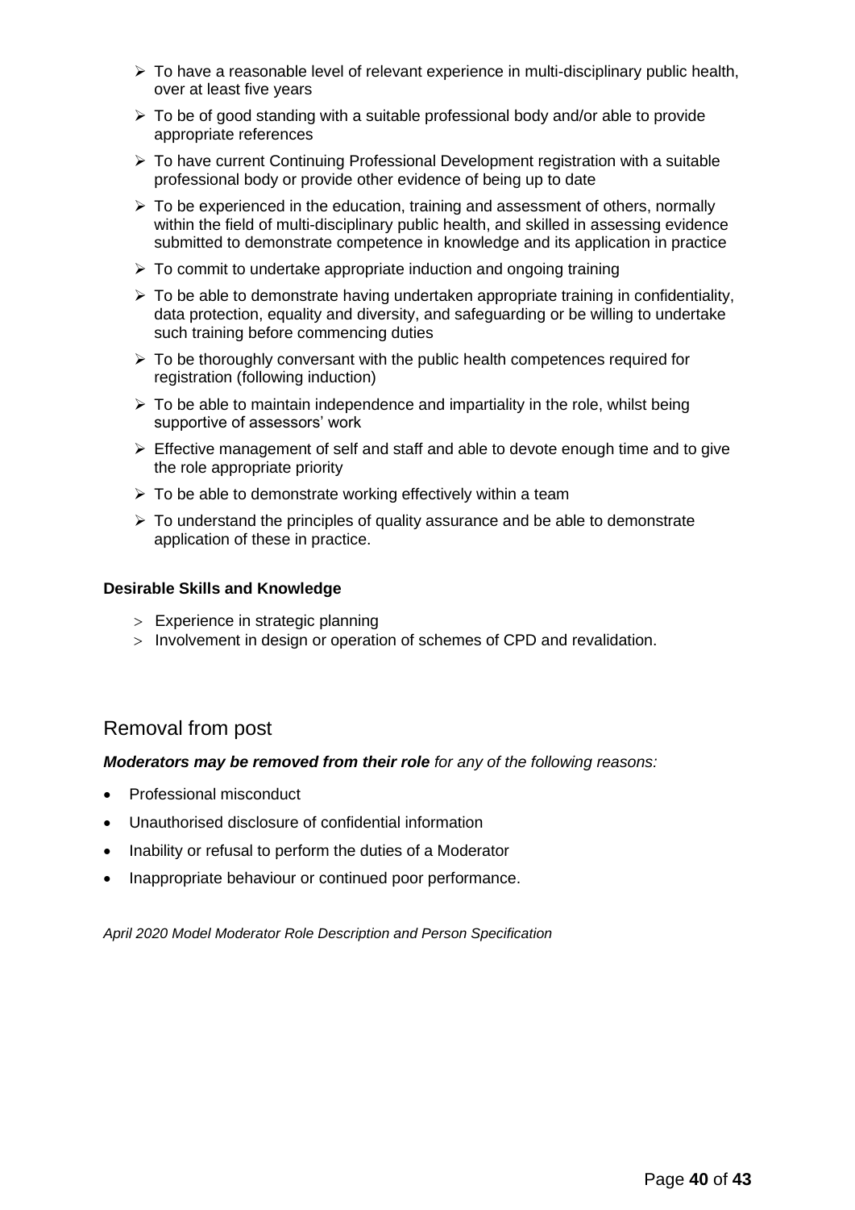- To have a reasonable level of relevant experience in multi-disciplinary public health, over at least five years
- To be of good standing with a suitable professional body and/or able to provide appropriate references
- To have current Continuing Professional Development registration with a suitable professional body or provide other evidence of being up to date
- To be experienced in the education, training and assessment of others, normally within the field of multi-disciplinary public health, and skilled in assessing evidence submitted to demonstrate competence in knowledge and its application in practice
- To commit to undertake appropriate induction and ongoing training
- To be able to demonstrate having undertaken appropriate training in confidentiality, data protection, equality and diversity, and safeguarding or be willing to undertake such training before commencing duties
- To be thoroughly conversant with the public health competences required for registration (following induction)
- To be able to maintain independence and impartiality in the role, whilst being supportive of assessors' work
- Effective management of self and staff and able to devote enough time and to give the role appropriate priority
- To be able to demonstrate working effectively within a team
- To understand the principles of quality assurance and be able to demonstrate application of these in practice.

**Desirable Skills and Knowledge**

- Experience in strategic planning
- Involvement in design or operation of schemes of CPD and revalidation.

## Removal from post

***Moderators may be removed from their role*** *for any of the following reasons:*

- Professional misconduct
- Unauthorised disclosure of confidential information
- Inability or refusal to perform the duties of a Moderator
- Inappropriate behaviour or continued poor performance.

*April 2020 Model Moderator Role Description and Person Specification*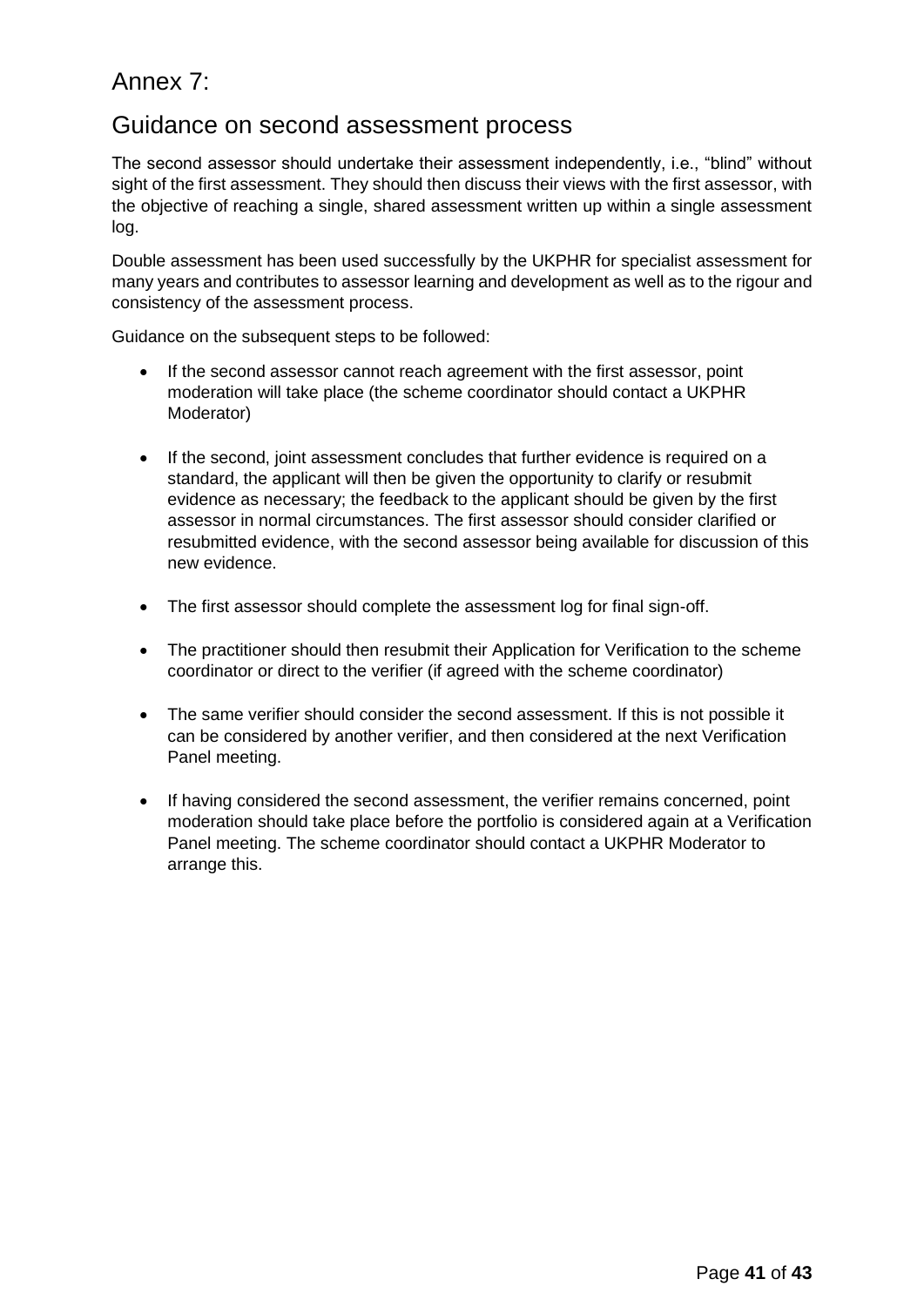# Annex 7:

## Guidance on second assessment process

The second assessor should undertake their assessment independently, i.e., "blind" without sight of the first assessment. They should then discuss their views with the first assessor, with the objective of reaching a single, shared assessment written up within a single assessment log.

Double assessment has been used successfully by the UKPHR for specialist assessment for many years and contributes to assessor learning and development as well as to the rigour and consistency of the assessment process.

Guidance on the subsequent steps to be followed:

- If the second assessor cannot reach agreement with the first assessor, point moderation will take place (the scheme coordinator should contact a UKPHR Moderator)

- If the second, joint assessment concludes that further evidence is required on a standard, the applicant will then be given the opportunity to clarify or resubmit evidence as necessary; the feedback to the applicant should be given by the first assessor in normal circumstances. The first assessor should consider clarified or resubmitted evidence, with the second assessor being available for discussion of this new evidence.

- The first assessor should complete the assessment log for final sign-off.

- The practitioner should then resubmit their Application for Verification to the scheme coordinator or direct to the verifier (if agreed with the scheme coordinator)

- The same verifier should consider the second assessment. If this is not possible it can be considered by another verifier, and then considered at the next Verification Panel meeting.

- If having considered the second assessment, the verifier remains concerned, point moderation should take place before the portfolio is considered again at a Verification Panel meeting. The scheme coordinator should contact a UKPHR Moderator to arrange this.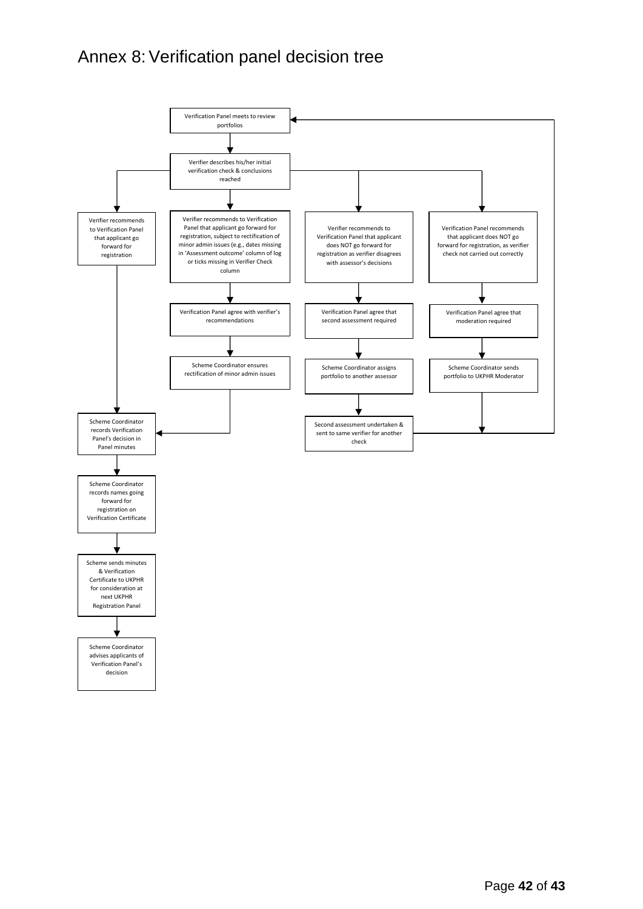# Annex 8: Verification panel decision tree

Verification Panel meets to review portfolios

Verifier describes his/her initial verification check & conclusions reached

Verifier recommends to Verification Panel that applicant go forward for registration

Verifier recommends to Verification Panel that applicant go forward for registration, subject to rectification of minor admin issues (e.g., dates missing in 'Assessment outcome' column of log or ticks missing in Verifier Check column

Verifier recommends to Verification Panel that applicant does NOT go forward for registration as verifier disagrees with assessor's decisions

Verification Panel recommends that applicant does NOT go forward for registration, as verifier check not carried out correctly

Verification Panel agree with verifier's recommendations

Verification Panel agree that second assessment required

Verification Panel agree that moderation required

Scheme Coordinator ensures rectification of minor admin issues

Scheme Coordinator assigns portfolio to another assessor

Scheme Coordinator sends portfolio to UKPHR Moderator

Second assessment undertaken & sent to same verifier for another check

Scheme Coordinator records Verification Panel's decision in Panel minutes

Scheme Coordinator records names going forward for registration on Verification Certificate

Scheme sends minutes & Verification Certificate to UKPHR for consideration at next UKPHR Registration Panel

Scheme Coordinator advises applicants of Verification Panel's decision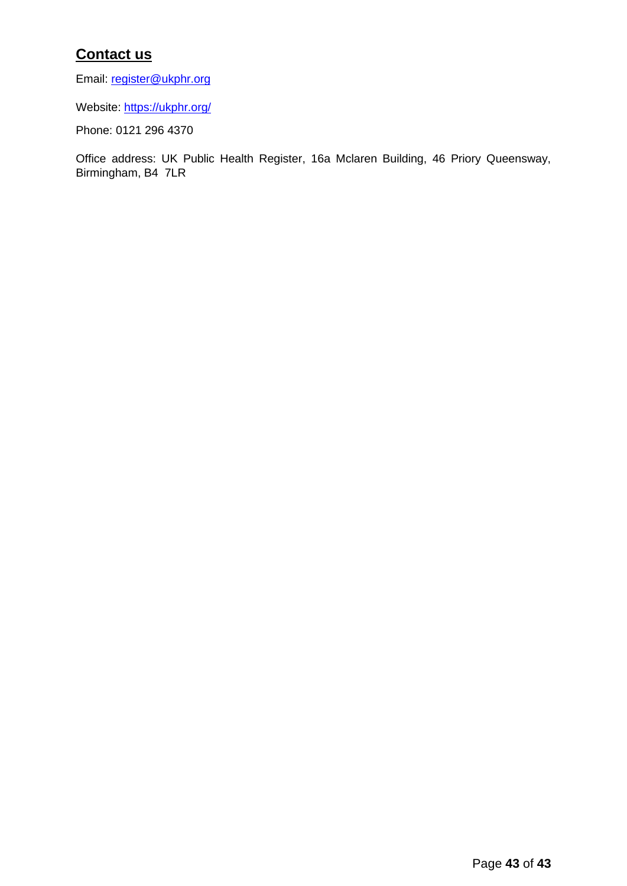## Contact us

Email: register@ukphr.org

Website: https://ukphr.org/

Phone: 0121 296 4370

Office address: UK Public Health Register, 16a Mclaren Building, 46 Priory Queensway, Birmingham, B4 7LR